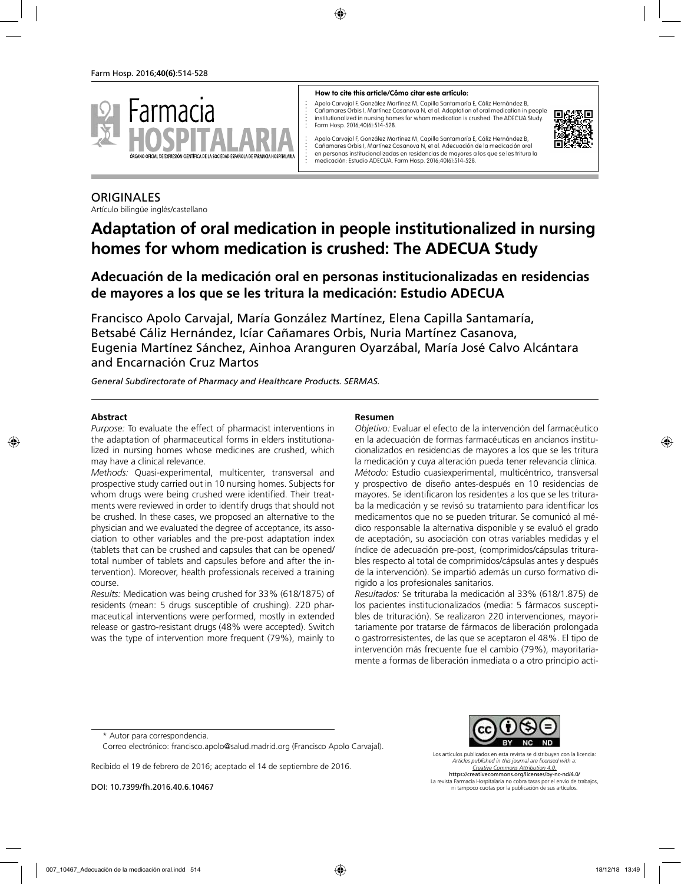**How to cite this article/Cómo citar este artículo:**

Apolo Carvajal F, González Martínez M, Capilla Santamaría E, Cáliz Hernández B, Cañamares Orbis I, Martínez Casanova N, et al. Adaptation of oral medication in people institutionalized in nursing homes for whom medication is crushed: The ADECUA Study. Farm Hosp. 2016;40(6):514-528.

Apolo Carvajal F, González Martínez M, Capilla Santamaría E, Cáliz Hernández B, Cañamares Orbis I, Martínez Casanova N, et al. Adecuación de la medicación oral en personas institucionalizadas en residencias de mayores a los que se les tritura la medicación: Estudio ADECUA. Farm Hosp. 2016;40(6):514-528.

ORIGINALES

Artículo bilingüe inglés/castellano

# Adaptation of oral medication in people institutionalized in nursing homes for whom medication is crushed: The ADECUA Study

## Adecuación de la medicación oral en personas institucionalizadas en residencias de mayores a los que se les tritura la medicación: Estudio ADECUA

Francisco Apolo Carvajal, María González Martínez, Elena Capilla Santamaría, Betsabé Cáliz Hernández, Icíar Cañamares Orbis, Nuria Martínez Casanova, Eugenia Martínez Sánchez, Ainhoa Aranguren Oyarzábal, María José Calvo Alcántara and Encarnación Cruz Martos

*General Subdirectorate of Pharmacy and Healthcare Products. SERMAS.*

### Abstract

*Purpose:* To evaluate the effect of pharmacist interventions in the adaptation of pharmaceutical forms in elders institutionalized in nursing homes whose medicines are crushed, which may have a clinical relevance.

*Methods:* Quasi-experimental, multicenter, transversal and prospective study carried out in 10 nursing homes. Subjects for whom drugs were being crushed were identified. Their treatments were reviewed in order to identify drugs that should not be crushed. In these cases, we proposed an alternative to the physician and we evaluated the degree of acceptance, its association to other variables and the pre-post adaptation index (tablets that can be crushed and capsules that can be opened/total number of tablets and capsules before and after the intervention). Moreover, health professionals received a training course.

*Results:* Medication was being crushed for 33% (618/1875) of residents (mean: 5 drugs susceptible of crushing). 220 pharmaceutical interventions were performed, mostly in extended release or gastro-resistant drugs (48% were accepted). Switch was the type of intervention more frequent (79%), mainly to

### Resumen

*Objetivo:* Evaluar el efecto de la intervención del farmacéutico en la adecuación de formas farmacéuticas en ancianos institucionalizados en residencias de mayores a los que se les tritura la medicación y cuya alteración pueda tener relevancia clínica.

*Método:* Estudio cuasiexperimental, multicéntrico, transversal y prospectivo de diseño antes-después en 10 residencias de mayores. Se identificaron los residentes a los que se les trituraba la medicación y se revisó su tratamiento para identificar los medicamentos que no se pueden triturar. Se comunicó al médico responsable la alternativa disponible y se evaluó el grado de aceptación, su asociación con otras variables medidas y el índice de adecuación pre-post, (comprimidos/cápsulas triturables respecto al total de comprimidos/cápsulas antes y después de la intervención). Se impartió además un curso formativo dirigido a los profesionales sanitarios.

*Resultados:* Se trituraba la medicación al 33% (618/1.875) de los pacientes institucionalizados (media: 5 fármacos susceptibles de trituración). Se realizaron 220 intervenciones, mayoritariamente por tratarse de fármacos de liberación prolongada o gastrorresistentes, de las que se aceptaron el 48%. El tipo de intervención más frecuente fue el cambio (79%), mayoritariamente a formas de liberación inmediata o a otro principio acti-

\* Autor para correspondencia.

Correo electrónico: francisco.apolo@salud.madrid.org (Francisco Apolo Carvajal).

Recibido el 19 de febrero de 2016; aceptado el 14 de septiembre de 2016.

DOI: 10.7399/fh.2016.40.6.10467

Los artículos publicados en esta revista se distribuyen con la licencia: *Articles published in this journal are licensed with a: Creative Commons Attribution 4.0.* https://creativecommons.org/licenses/by-nc-nd/4.0/ La revista Farmacia Hospitalaria no cobra tasas por el envío de trabajos, ni tampoco cuotas por la publicación de sus artículos.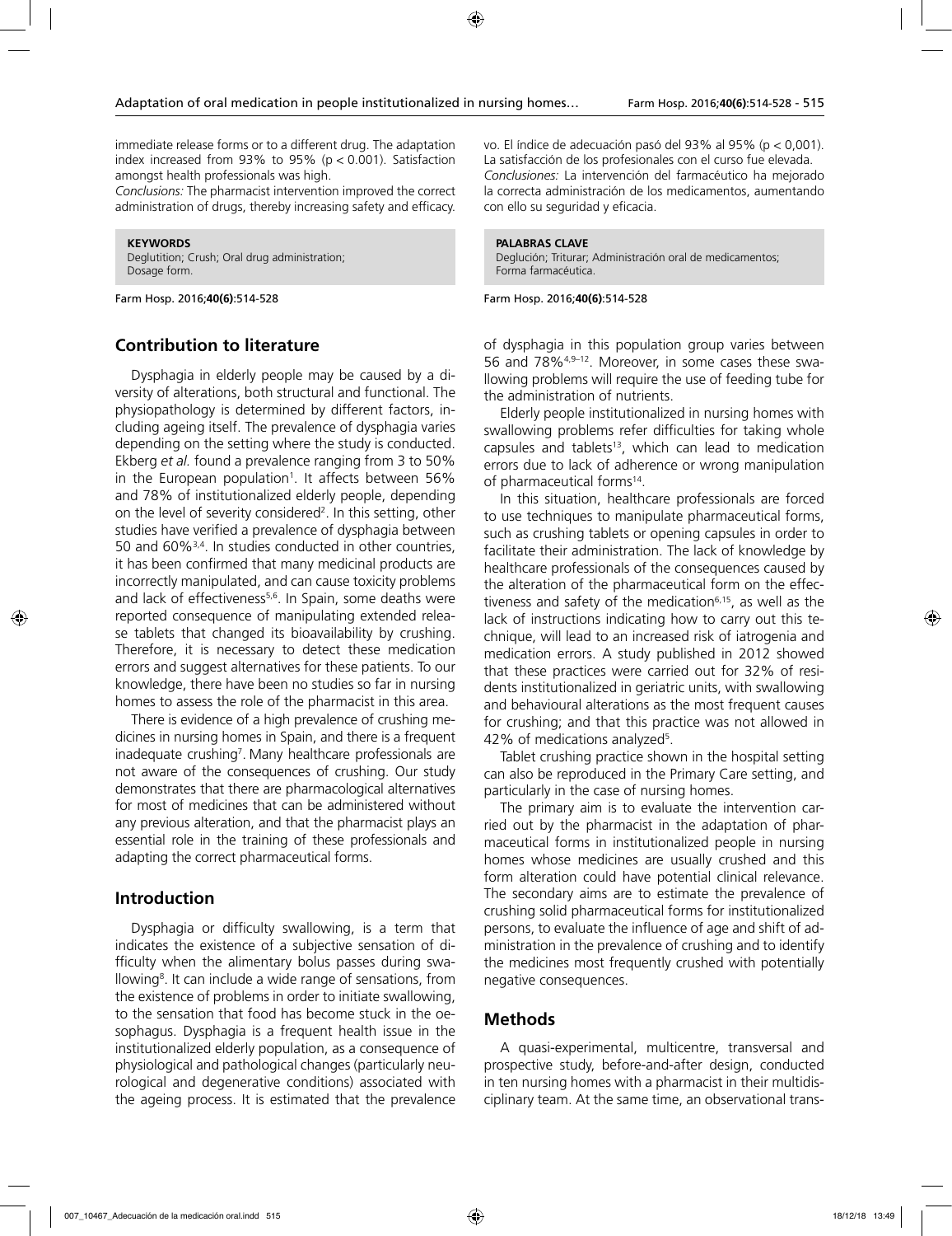immediate release forms or to a different drug. The adaptation index increased from 93% to 95% ($p < 0.001$). Satisfaction amongst health professionals was high.

*Conclusions:* The pharmacist intervention improved the correct administration of drugs, thereby increasing safety and efficacy.

**KEYWORDS**
Deglutition; Crush; Oral drug administration; Dosage form.

vo. El índice de adecuación pasó del 93% al 95% ($p < 0{,}001$). La satisfacción de los profesionales con el curso fue elevada.

*Conclusiones:* La intervención del farmacéutico ha mejorado la correcta administración de los medicamentos, aumentando con ello su seguridad y eficacia.

**PALABRAS CLAVE**
Deglución; Triturar; Administración oral de medicamentos; Forma farmacéutica.

## Contribution to literature

Dysphagia in elderly people may be caused by a diversity of alterations, both structural and functional. The physiopathology is determined by different factors, including ageing itself. The prevalence of dysphagia varies depending on the setting where the study is conducted. Ekberg *et al.* found a prevalence ranging from 3 to 50% in the European population[1]. It affects between 56% and 78% of institutionalized elderly people, depending on the level of severity considered[2]. In this setting, other studies have verified a prevalence of dysphagia between 50 and 60%[3,4]. In studies conducted in other countries, it has been confirmed that many medicinal products are incorrectly manipulated, and can cause toxicity problems and lack of effectiveness[5,6]. In Spain, some deaths were reported consequence of manipulating extended release tablets that changed its bioavailability by crushing. Therefore, it is necessary to detect these medication errors and suggest alternatives for these patients. To our knowledge, there have been no studies so far in nursing homes to assess the role of the pharmacist in this area.

There is evidence of a high prevalence of crushing medicines in nursing homes in Spain, and there is a frequent inadequate crushing[7]. Many healthcare professionals are not aware of the consequences of crushing. Our study demonstrates that there are pharmacological alternatives for most of medicines that can be administered without any previous alteration, and that the pharmacist plays an essential role in the training of these professionals and adapting the correct pharmaceutical forms.

## Introduction

Dysphagia or difficulty swallowing, is a term that indicates the existence of a subjective sensation of difficulty when the alimentary bolus passes during swallowing[8]. It can include a wide range of sensations, from the existence of problems in order to initiate swallowing, to the sensation that food has become stuck in the oesophagus. Dysphagia is a frequent health issue in the institutionalized elderly population, as a consequence of physiological and pathological changes (particularly neurological and degenerative conditions) associated with the ageing process. It is estimated that the prevalence of dysphagia in this population group varies between 56 and 78%[4,9–12]. Moreover, in some cases these swallowing problems will require the use of feeding tube for the administration of nutrients.

Elderly people institutionalized in nursing homes with swallowing problems refer difficulties for taking whole capsules and tablets[13], which can lead to medication errors due to lack of adherence or wrong manipulation of pharmaceutical forms[14].

In this situation, healthcare professionals are forced to use techniques to manipulate pharmaceutical forms, such as crushing tablets or opening capsules in order to facilitate their administration. The lack of knowledge by healthcare professionals of the consequences caused by the alteration of the pharmaceutical form on the effectiveness and safety of the medication[6,15], as well as the lack of instructions indicating how to carry out this technique, will lead to an increased risk of iatrogenia and medication errors. A study published in 2012 showed that these practices were carried out for 32% of residents institutionalized in geriatric units, with swallowing and behavioural alterations as the most frequent causes for crushing; and that this practice was not allowed in 42% of medications analyzed[5].

Tablet crushing practice shown in the hospital setting can also be reproduced in the Primary Care setting, and particularly in the case of nursing homes.

The primary aim is to evaluate the intervention carried out by the pharmacist in the adaptation of pharmaceutical forms in institutionalized people in nursing homes whose medicines are usually crushed and this form alteration could have potential clinical relevance. The secondary aims are to estimate the prevalence of crushing solid pharmaceutical forms for institutionalized persons, to evaluate the influence of age and shift of administration in the prevalence of crushing and to identify the medicines most frequently crushed with potentially negative consequences.

## Methods

A quasi-experimental, multicentre, transversal and prospective study, before-and-after design, conducted in ten nursing homes with a pharmacist in their multidisciplinary team. At the same time, an observational trans-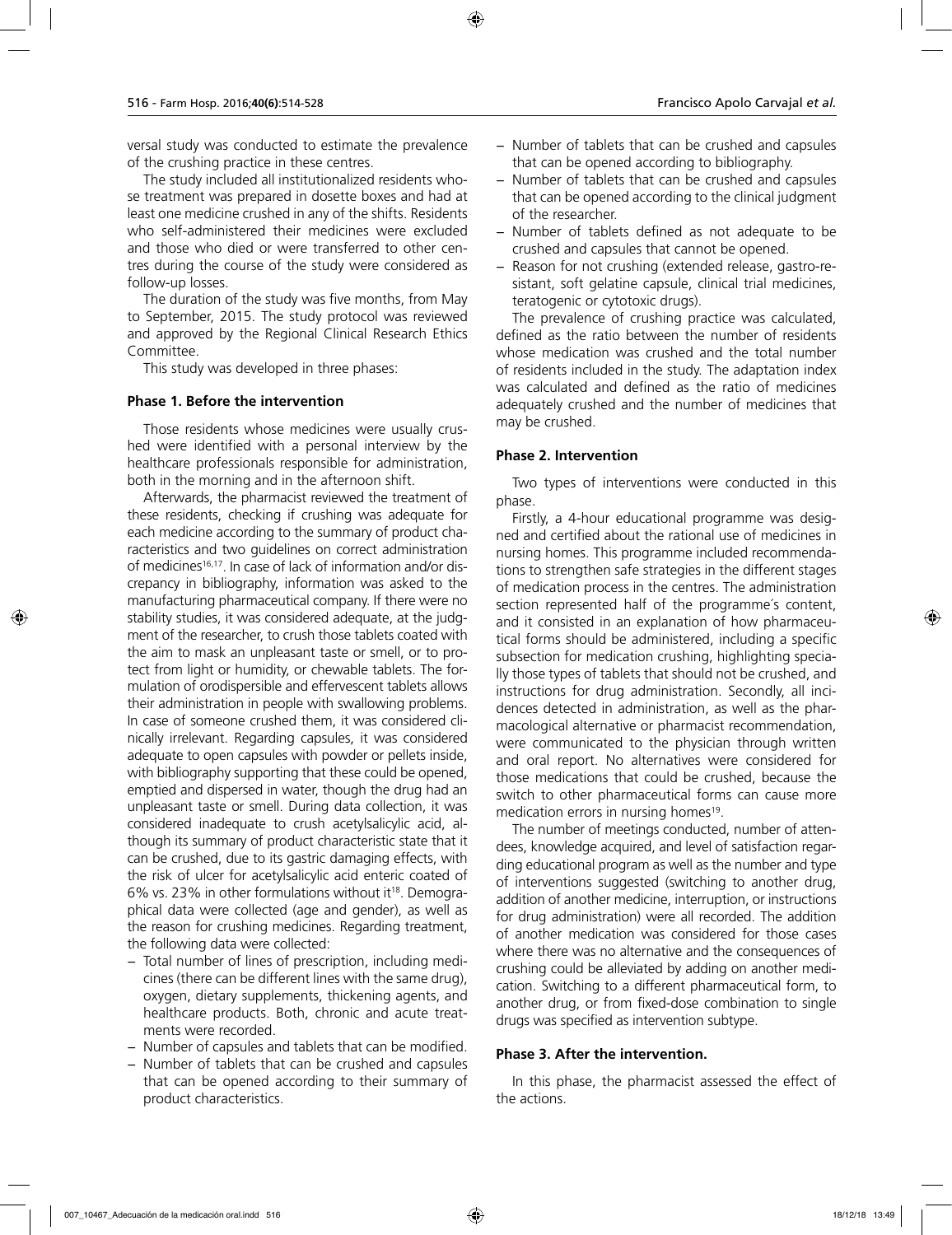versal study was conducted to estimate the prevalence of the crushing practice in these centres.

The study included all institutionalized residents whose treatment was prepared in dosette boxes and had at least one medicine crushed in any of the shifts. Residents who self-administered their medicines were excluded and those who died or were transferred to other centres during the course of the study were considered as follow-up losses.

The duration of the study was five months, from May to September, 2015. The study protocol was reviewed and approved by the Regional Clinical Research Ethics Committee.

This study was developed in three phases:

### Phase 1. Before the intervention

Those residents whose medicines were usually crushed were identified with a personal interview by the healthcare professionals responsible for administration, both in the morning and in the afternoon shift.

Afterwards, the pharmacist reviewed the treatment of these residents, checking if crushing was adequate for each medicine according to the summary of product characteristics and two guidelines on correct administration of medicines[16,17]. In case of lack of information and/or discrepancy in bibliography, information was asked to the manufacturing pharmaceutical company. If there were no stability studies, it was considered adequate, at the judgment of the researcher, to crush those tablets coated with the aim to mask an unpleasant taste or smell, or to protect from light or humidity, or chewable tablets. The formulation of orodispersible and effervescent tablets allows their administration in people with swallowing problems. In case of someone crushed them, it was considered clinically irrelevant. Regarding capsules, it was considered adequate to open capsules with powder or pellets inside, with bibliography supporting that these could be opened, emptied and dispersed in water, though the drug had an unpleasant taste or smell. During data collection, it was considered inadequate to crush acetylsalicylic acid, although its summary of product characteristic state that it can be crushed, due to its gastric damaging effects, with the risk of ulcer for acetylsalicylic acid enteric coated of 6% vs. 23% in other formulations without it[18]. Demographical data were collected (age and gender), as well as the reason for crushing medicines. Regarding treatment, the following data were collected:

- Total number of lines of prescription, including medicines (there can be different lines with the same drug), oxygen, dietary supplements, thickening agents, and healthcare products. Both, chronic and acute treatments were recorded.
- Number of capsules and tablets that can be modified.
- Number of tablets that can be crushed and capsules that can be opened according to their summary of product characteristics.
- Number of tablets that can be crushed and capsules that can be opened according to bibliography.
- Number of tablets that can be crushed and capsules that can be opened according to the clinical judgment of the researcher.
- Number of tablets defined as not adequate to be crushed and capsules that cannot be opened.
- Reason for not crushing (extended release, gastro-resistant, soft gelatine capsule, clinical trial medicines, teratogenic or cytotoxic drugs).

The prevalence of crushing practice was calculated, defined as the ratio between the number of residents whose medication was crushed and the total number of residents included in the study. The adaptation index was calculated and defined as the ratio of medicines adequately crushed and the number of medicines that may be crushed.

### Phase 2. Intervention

Two types of interventions were conducted in this phase.

Firstly, a 4-hour educational programme was designed and certified about the rational use of medicines in nursing homes. This programme included recommendations to strengthen safe strategies in the different stages of medication process in the centres. The administration section represented half of the programme´s content, and it consisted in an explanation of how pharmaceutical forms should be administered, including a specific subsection for medication crushing, highlighting specially those types of tablets that should not be crushed, and instructions for drug administration. Secondly, all incidences detected in administration, as well as the pharmacological alternative or pharmacist recommendation, were communicated to the physician through written and oral report. No alternatives were considered for those medications that could be crushed, because the switch to other pharmaceutical forms can cause more medication errors in nursing homes[19].

The number of meetings conducted, number of attendees, knowledge acquired, and level of satisfaction regarding educational program as well as the number and type of interventions suggested (switching to another drug, addition of another medicine, interruption, or instructions for drug administration) were all recorded. The addition of another medication was considered for those cases where there was no alternative and the consequences of crushing could be alleviated by adding on another medication. Switching to a different pharmaceutical form, to another drug, or from fixed-dose combination to single drugs was specified as intervention subtype.

### Phase 3. After the intervention.

In this phase, the pharmacist assessed the effect of the actions.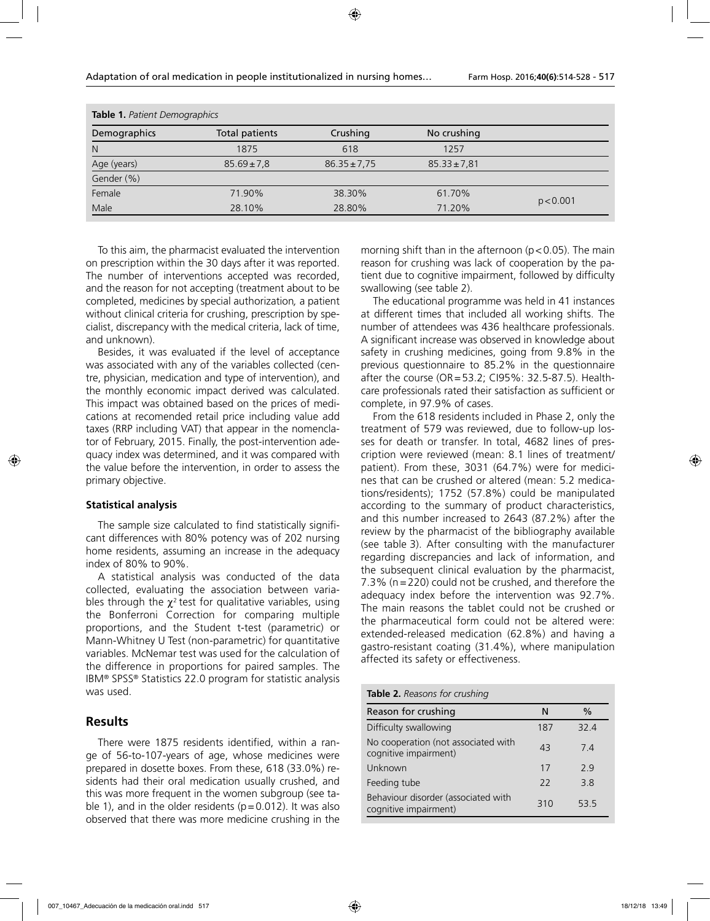**Table 1.** *Patient Demographics*

| Demographics | Total patients | Crushing | No crushing | |
|---|---|---|---|---|
| N | 1875 | 618 | 1257 | |
| Age (years) | 85.69±7,8 | 86.35±7,75 | 85.33±7,81 | |
| Gender (%) | | | | |
| Female | 71.90% | 38.30% | 61.70% | p<0.001 |
| Male | 28.10% | 28.80% | 71.20% | |

To this aim, the pharmacist evaluated the intervention on prescription within the 30 days after it was reported. The number of interventions accepted was recorded, and the reason for not accepting (treatment about to be completed, medicines by special authorization*,* a patient without clinical criteria for crushing, prescription by specialist, discrepancy with the medical criteria, lack of time, and unknown).

Besides, it was evaluated if the level of acceptance was associated with any of the variables collected (centre, physician, medication and type of intervention), and the monthly economic impact derived was calculated. This impact was obtained based on the prices of medications at recomended retail price including value add taxes (RRP including VAT) that appear in the nomenclator of February, 2015. Finally, the post-intervention adequacy index was determined, and it was compared with the value before the intervention, in order to assess the primary objective.

**Statistical analysis**

The sample size calculated to find statistically significant differences with 80% potency was of 202 nursing home residents, assuming an increase in the adequacy index of 80% to 90%.

A statistical analysis was conducted of the data collected, evaluating the association between variables through the $\chi^2$ test for qualitative variables, using the Bonferroni Correction for comparing multiple proportions, and the Student t-test (parametric) or Mann-Whitney U Test (non-parametric) for quantitative variables. McNemar test was used for the calculation of the difference in proportions for paired samples. The IBM® SPSS® Statistics 22.0 program for statistic analysis was used.

## Results

There were 1875 residents identified, within a range of 56-to-107-years of age, whose medicines were prepared in dosette boxes. From these, 618 (33.0%) residents had their oral medication usually crushed, and this was more frequent in the women subgroup (see table 1), and in the older residents ($p=0.012$). It was also observed that there was more medicine crushing in the morning shift than in the afternoon ($p<0.05$). The main reason for crushing was lack of cooperation by the patient due to cognitive impairment, followed by difficulty swallowing (see table 2).

The educational programme was held in 41 instances at different times that included all working shifts. The number of attendees was 436 healthcare professionals. A significant increase was observed in knowledge about safety in crushing medicines, going from 9.8% in the previous questionnaire to 85.2% in the questionnaire after the course (OR=53.2; CI95%: 32.5-87.5). Healthcare professionals rated their satisfaction as sufficient or complete, in 97.9% of cases.

From the 618 residents included in Phase 2, only the treatment of 579 was reviewed, due to follow-up losses for death or transfer. In total, 4682 lines of prescription were reviewed (mean: 8.1 lines of treatment/patient). From these, 3031 (64.7%) were for medicines that can be crushed or altered (mean: 5.2 medications/residents); 1752 (57.8%) could be manipulated according to the summary of product characteristics, and this number increased to 2643 (87.2%) after the review by the pharmacist of the bibliography available (see table 3). After consulting with the manufacturer regarding discrepancies and lack of information, and the subsequent clinical evaluation by the pharmacist, 7.3% (n=220) could not be crushed, and therefore the adequacy index before the intervention was 92.7%. The main reasons the tablet could not be crushed or the pharmaceutical form could not be altered were: extended-released medication (62.8%) and having a gastro-resistant coating (31.4%), where manipulation affected its safety or effectiveness.

**Table 2.** *Reasons for crushing*

| Reason for crushing | N | % |
|---|---|---|
| Difficulty swallowing | 187 | 32.4 |
| No cooperation (not associated with cognitive impairment) | 43 | 7.4 |
| Unknown | 17 | 2.9 |
| Feeding tube | 22 | 3.8 |
| Behaviour disorder (associated with cognitive impairment) | 310 | 53.5 |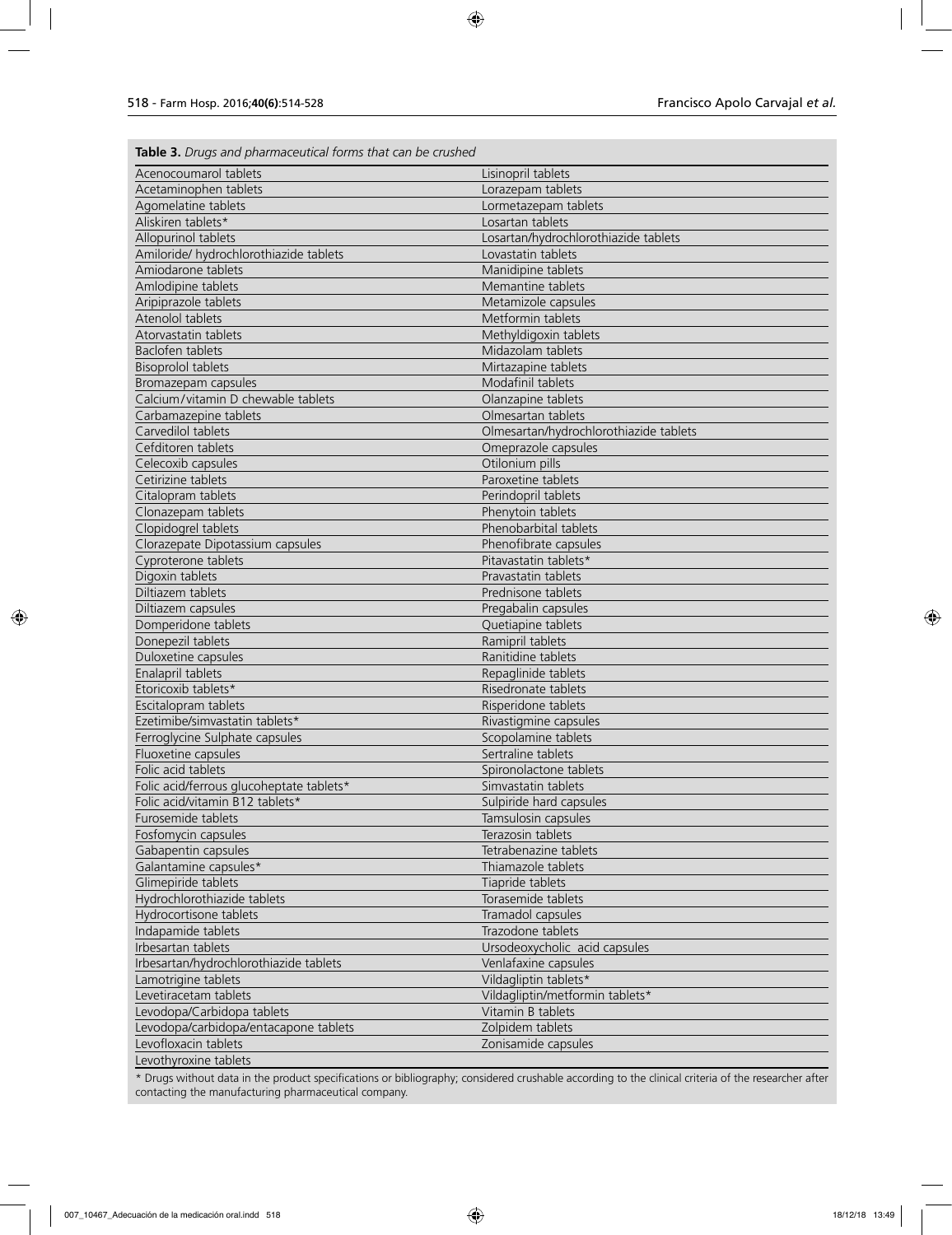**Table 3.** *Drugs and pharmaceutical forms that can be crushed*

| | |
|---|---|
| Acenocoumarol tablets | Lisinopril tablets |
| Acetaminophen tablets | Lorazepam tablets |
| Agomelatine tablets | Lormetazepam tablets |
| Aliskiren tablets* | Losartan tablets |
| Allopurinol tablets | Losartan/hydrochlorothiazide tablets |
| Amiloride/ hydrochlorothiazide tablets | Lovastatin tablets |
| Amiodarone tablets | Manidipine tablets |
| Amlodipine tablets | Memantine tablets |
| Aripiprazole tablets | Metamizole capsules |
| Atenolol tablets | Metformin tablets |
| Atorvastatin tablets | Methyldigoxin tablets |
| Baclofen tablets | Midazolam tablets |
| Bisoprolol tablets | Mirtazapine tablets |
| Bromazepam capsules | Modafinil tablets |
| Calcium/vitamin D chewable tablets | Olanzapine tablets |
| Carbamazepine tablets | Olmesartan tablets |
| Carvedilol tablets | Olmesartan/hydrochlorothiazide tablets |
| Cefditoren tablets | Omeprazole capsules |
| Celecoxib capsules | Otilonium pills |
| Cetirizine tablets | Paroxetine tablets |
| Citalopram tablets | Perindopril tablets |
| Clonazepam tablets | Phenytoin tablets |
| Clopidogrel tablets | Phenobarbital tablets |
| Clorazepate Dipotassium capsules | Phenofibrate capsules |
| Cyproterone tablets | Pitavastatin tablets* |
| Digoxin tablets | Pravastatin tablets |
| Diltiazem tablets | Prednisone tablets |
| Diltiazem capsules | Pregabalin capsules |
| Domperidone tablets | Quetiapine tablets |
| Donepezil tablets | Ramipril tablets |
| Duloxetine capsules | Ranitidine tablets |
| Enalapril tablets | Repaglinide tablets |
| Etoricoxib tablets* | Risedronate tablets |
| Escitalopram tablets | Risperidone tablets |
| Ezetimibe/simvastatin tablets* | Rivastigmine capsules |
| Ferroglycine Sulphate capsules | Scopolamine tablets |
| Fluoxetine capsules | Sertraline tablets |
| Folic acid tablets | Spironolactone tablets |
| Folic acid/ferrous glucoheptate tablets* | Simvastatin tablets |
| Folic acid/vitamin B12 tablets* | Sulpiride hard capsules |
| Furosemide tablets | Tamsulosin capsules |
| Fosfomycin capsules | Terazosin tablets |
| Gabapentin capsules | Tetrabenazine tablets |
| Galantamine capsules* | Thiamazole tablets |
| Glimepiride tablets | Tiapride tablets |
| Hydrochlorothiazide tablets | Torasemide tablets |
| Hydrocortisone tablets | Tramadol capsules |
| Indapamide tablets | Trazodone tablets |
| Irbesartan tablets | Ursodeoxycholic acid capsules |
| Irbesartan/hydrochlorothiazide tablets | Venlafaxine capsules |
| Lamotrigine tablets | Vildagliptin tablets* |
| Levetiracetam tablets | Vildagliptin/metformin tablets* |
| Levodopa/Carbidopa tablets | Vitamin B tablets |
| Levodopa/carbidopa/entacapone tablets | Zolpidem tablets |
| Levofloxacin tablets | Zonisamide capsules |
| Levothyroxine tablets | |

\* Drugs without data in the product specifications or bibliography; considered crushable according to the clinical criteria of the researcher after contacting the manufacturing pharmaceutical company.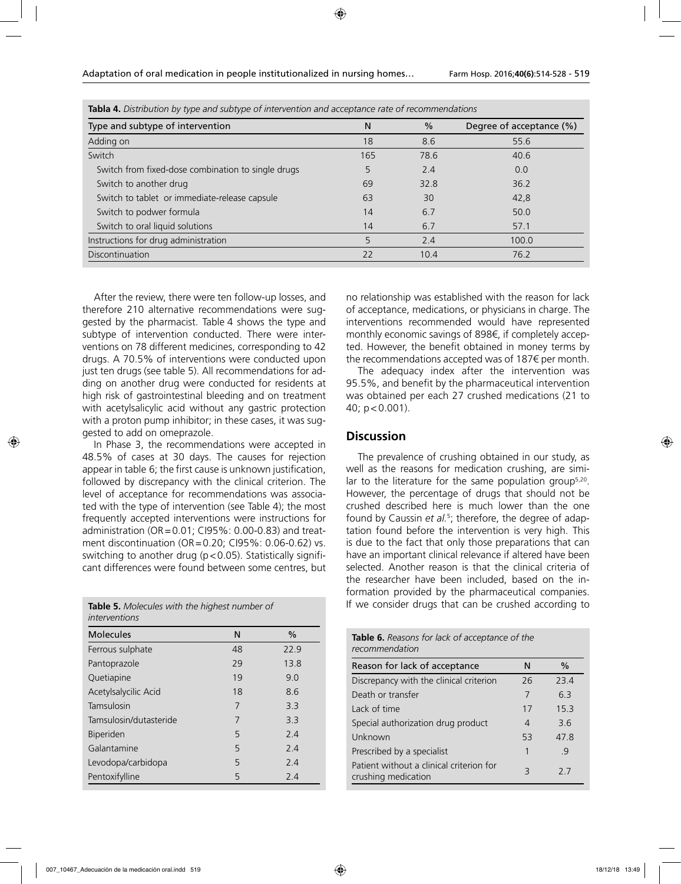**Tabla 4.** *Distribution by type and subtype of intervention and acceptance rate of recommendations*

| Type and subtype of intervention | N | % | Degree of acceptance (%) |
|---|---|---|---|
| Adding on | 18 | 8.6 | 55.6 |
| Switch | 165 | 78.6 | 40.6 |
| Switch from fixed-dose combination to single drugs | 5 | 2.4 | 0.0 |
| Switch to another drug | 69 | 32.8 | 36.2 |
| Switch to tablet or immediate-release capsule | 63 | 30 | 42,8 |
| Switch to podwer formula | 14 | 6.7 | 50.0 |
| Switch to oral liquid solutions | 14 | 6.7 | 57.1 |
| Instructions for drug administration | 5 | 2.4 | 100.0 |
| Discontinuation | 22 | 10.4 | 76.2 |

After the review, there were ten follow-up losses, and therefore 210 alternative recommendations were suggested by the pharmacist. Table 4 shows the type and subtype of intervention conducted. There were interventions on 78 different medicines, corresponding to 42 drugs. A 70.5% of interventions were conducted upon just ten drugs (see table 5). All recommendations for adding on another drug were conducted for residents at high risk of gastrointestinal bleeding and on treatment with acetylsalicylic acid without any gastric protection with a proton pump inhibitor; in these cases, it was suggested to add on omeprazole.

In Phase 3, the recommendations were accepted in 48.5% of cases at 30 days. The causes for rejection appear in table 6; the first cause is unknown justification, followed by discrepancy with the clinical criterion. The level of acceptance for recommendations was associated with the type of intervention (see Table 4); the most frequently accepted interventions were instructions for administration (OR=0.01; CI95%: 0.00-0.83) and treatment discontinuation (OR=0.20; CI95%: 0.06-0.62) vs. switching to another drug ($p<0.05$). Statistically significant differences were found between some centres, but no relationship was established with the reason for lack of acceptance, medications, or physicians in charge. The interventions recommended would have represented monthly economic savings of 898€, if completely accepted. However, the benefit obtained in money terms by the recommendations accepted was of 187€ per month.

The adequacy index after the intervention was 95.5%, and benefit by the pharmaceutical intervention was obtained per each 27 crushed medications (21 to 40; $p<0.001$).

**Table 5.** *Molecules with the highest number of interventions*

| Molecules | N | % |
|---|---|---|
| Ferrous sulphate | 48 | 22.9 |
| Pantoprazole | 29 | 13.8 |
| Quetiapine | 19 | 9.0 |
| Acetylsalicylic Acid | 18 | 8.6 |
| Tamsulosin | 7 | 3.3 |
| Tamsulosin/dutasteride | 7 | 3.3 |
| Biperiden | 5 | 2.4 |
| Galantamine | 5 | 2.4 |
| Levodopa/carbidopa | 5 | 2.4 |
| Pentoxifylline | 5 | 2.4 |

## Discussion

The prevalence of crushing obtained in our study, as well as the reasons for medication crushing, are similar to the literature for the same population group[5,20]. However, the percentage of drugs that should not be crushed described here is much lower than the one found by Caussin *et al.*[5]; therefore, the degree of adaptation found before the intervention is very high. This is due to the fact that only those preparations that can have an important clinical relevance if altered have been selected. Another reason is that the clinical criteria of the researcher have been included, based on the information provided by the pharmaceutical companies. If we consider drugs that can be crushed according to

**Table 6.** *Reasons for lack of acceptance of the recommendation*

| Reason for lack of acceptance | N | % |
|---|---|---|
| Discrepancy with the clinical criterion | 26 | 23.4 |
| Death or transfer | 7 | 6.3 |
| Lack of time | 17 | 15.3 |
| Special authorization drug product | 4 | 3.6 |
| Unknown | 53 | 47.8 |
| Prescribed by a specialist | 1 | .9 |
| Patient without a clinical criterion for crushing medication | 3 | 2.7 |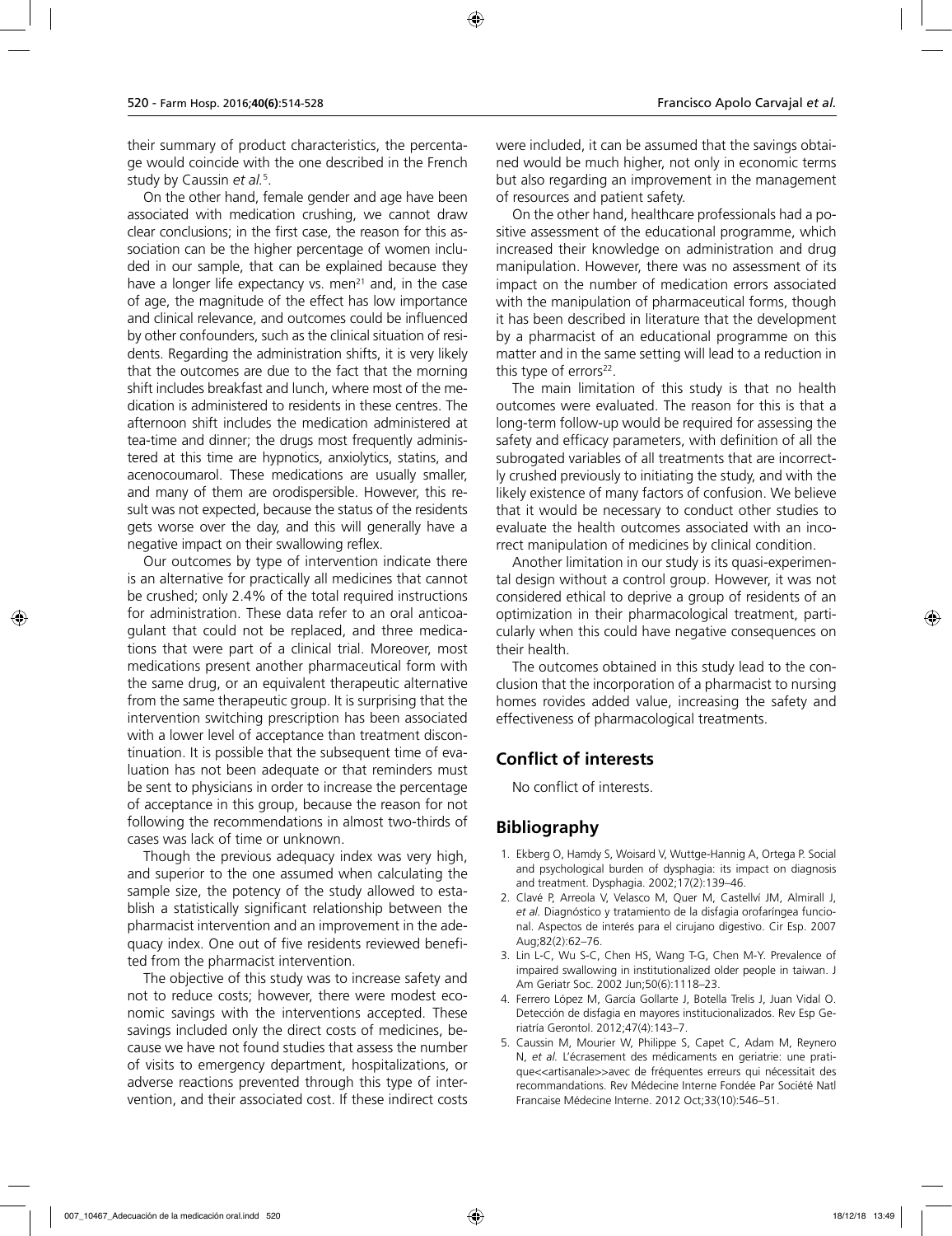their summary of product characteristics, the percentage would coincide with the one described in the French study by Caussin *et al.*[5].

On the other hand, female gender and age have been associated with medication crushing, we cannot draw clear conclusions; in the first case, the reason for this association can be the higher percentage of women included in our sample, that can be explained because they have a longer life expectancy vs. men[21] and, in the case of age, the magnitude of the effect has low importance and clinical relevance, and outcomes could be influenced by other confounders, such as the clinical situation of residents. Regarding the administration shifts, it is very likely that the outcomes are due to the fact that the morning shift includes breakfast and lunch, where most of the medication is administered to residents in these centres. The afternoon shift includes the medication administered at tea-time and dinner; the drugs most frequently administered at this time are hypnotics, anxiolytics, statins, and acenocoumarol. These medications are usually smaller, and many of them are orodispersible. However, this result was not expected, because the status of the residents gets worse over the day, and this will generally have a negative impact on their swallowing reflex.

Our outcomes by type of intervention indicate there is an alternative for practically all medicines that cannot be crushed; only 2.4% of the total required instructions for administration. These data refer to an oral anticoagulant that could not be replaced, and three medications that were part of a clinical trial. Moreover, most medications present another pharmaceutical form with the same drug, or an equivalent therapeutic alternative from the same therapeutic group. It is surprising that the intervention switching prescription has been associated with a lower level of acceptance than treatment discontinuation. It is possible that the subsequent time of evaluation has not been adequate or that reminders must be sent to physicians in order to increase the percentage of acceptance in this group, because the reason for not following the recommendations in almost two-thirds of cases was lack of time or unknown.

Though the previous adequacy index was very high, and superior to the one assumed when calculating the sample size, the potency of the study allowed to establish a statistically significant relationship between the pharmacist intervention and an improvement in the adequacy index. One out of five residents reviewed benefited from the pharmacist intervention.

The objective of this study was to increase safety and not to reduce costs; however, there were modest economic savings with the interventions accepted. These savings included only the direct costs of medicines, because we have not found studies that assess the number of visits to emergency department, hospitalizations, or adverse reactions prevented through this type of intervention, and their associated cost. If these indirect costs were included, it can be assumed that the savings obtained would be much higher, not only in economic terms but also regarding an improvement in the management of resources and patient safety.

On the other hand, healthcare professionals had a positive assessment of the educational programme, which increased their knowledge on administration and drug manipulation. However, there was no assessment of its impact on the number of medication errors associated with the manipulation of pharmaceutical forms, though it has been described in literature that the development by a pharmacist of an educational programme on this matter and in the same setting will lead to a reduction in this type of errors[22].

The main limitation of this study is that no health outcomes were evaluated. The reason for this is that a long-term follow-up would be required for assessing the safety and efficacy parameters, with definition of all the subrogated variables of all treatments that are incorrectly crushed previously to initiating the study, and with the likely existence of many factors of confusion. We believe that it would be necessary to conduct other studies to evaluate the health outcomes associated with an incorrect manipulation of medicines by clinical condition.

Another limitation in our study is its quasi-experimental design without a control group. However, it was not considered ethical to deprive a group of residents of an optimization in their pharmacological treatment, particularly when this could have negative consequences on their health.

The outcomes obtained in this study lead to the conclusion that the incorporation of a pharmacist to nursing homes rovides added value, increasing the safety and effectiveness of pharmacological treatments.

## Conflict of interests

No conflict of interests.

## Bibliography

1. Ekberg O, Hamdy S, Woisard V, Wuttge-Hannig A, Ortega P. Social and psychological burden of dysphagia: its impact on diagnosis and treatment. Dysphagia. 2002;17(2):139–46.
2. Clavé P, Arreola V, Velasco M, Quer M, Castellví JM, Almirall J, *et al.* Diagnóstico y tratamiento de la disfagia orofaríngea funcional. Aspectos de interés para el cirujano digestivo. Cir Esp. 2007 Aug;82(2):62–76.
3. Lin L-C, Wu S-C, Chen HS, Wang T-G, Chen M-Y. Prevalence of impaired swallowing in institutionalized older people in taiwan. J Am Geriatr Soc. 2002 Jun;50(6):1118–23.
4. Ferrero López M, García Gollarte J, Botella Trelis J, Juan Vidal O. Detección de disfagia en mayores institucionalizados. Rev Esp Geriatría Gerontol. 2012;47(4):143–7.
5. Caussin M, Mourier W, Philippe S, Capet C, Adam M, Reynero N, *et al.* L'écrasement des médicaments en geriatrie: une pratique<<artisanale>>avec de fréquentes erreurs qui nécessitait des recommandations. Rev Médecine Interne Fondée Par Société Natl Francaise Médecine Interne. 2012 Oct;33(10):546–51.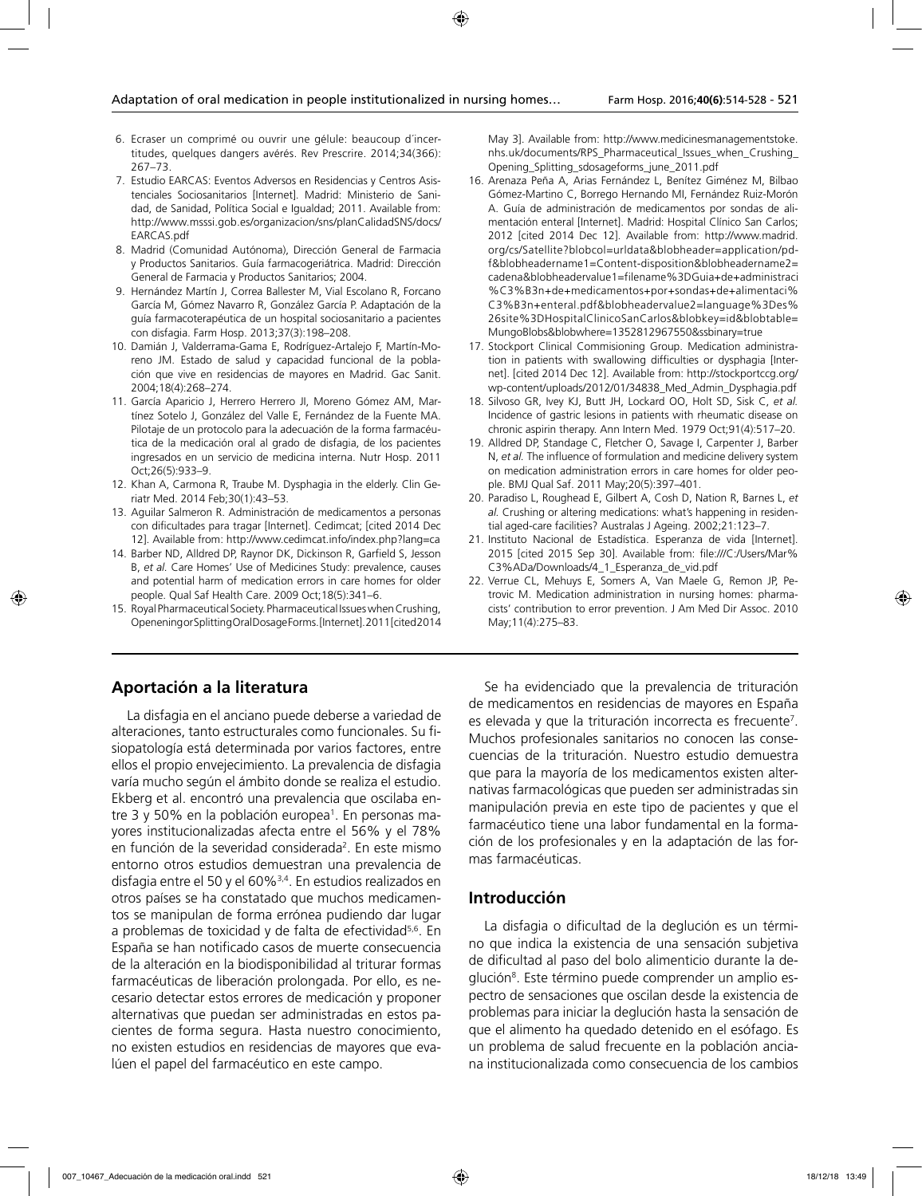6. Ecraser un comprimé ou ouvrir une gélule: beaucoup d´incertitudes, quelques dangers avérés. Rev Prescrire. 2014;34(366): 267–73.
7. Estudio EARCAS: Eventos Adversos en Residencias y Centros Asistenciales Sociosanitarios [Internet]. Madrid: Ministerio de Sanidad, de Sanidad, Política Social e Igualdad; 2011. Available from: http://www.msssi.gob.es/organizacion/sns/planCalidadSNS/docs/EARCAS.pdf
8. Madrid (Comunidad Autónoma), Dirección General de Farmacia y Productos Sanitarios. Guía farmacogeriátrica. Madrid: Dirección General de Farmacia y Productos Sanitarios; 2004.
9. Hernández Martín J, Correa Ballester M, Vial Escolano R, Forcano García M, Gómez Navarro R, González García P. Adaptación de la guía farmacoterapéutica de un hospital sociosanitario a pacientes con disfagia. Farm Hosp. 2013;37(3):198–208.
10. Damián J, Valderrama-Gama E, Rodríguez-Artalejo F, Martín-Moreno JM. Estado de salud y capacidad funcional de la población que vive en residencias de mayores en Madrid. Gac Sanit. 2004;18(4):268–274.
11. García Aparicio J, Herrero Herrero JI, Moreno Gómez AM, Martínez Sotelo J, González del Valle E, Fernández de la Fuente MA. Pilotaje de un protocolo para la adecuación de la forma farmacéutica de la medicación oral al grado de disfagia, de los pacientes ingresados en un servicio de medicina interna. Nutr Hosp. 2011 Oct;26(5):933–9.
12. Khan A, Carmona R, Traube M. Dysphagia in the elderly. Clin Geriatr Med. 2014 Feb;30(1):43–53.
13. Aguilar Salmeron R. Administración de medicamentos a personas con dificultades para tragar [Internet]. Cedimcat; [cited 2014 Dec 12]. Available from: http://www.cedimcat.info/index.php?lang=ca
14. Barber ND, Alldred DP, Raynor DK, Dickinson R, Garfield S, Jesson B, *et al.* Care Homes' Use of Medicines Study: prevalence, causes and potential harm of medication errors in care homes for older people. Qual Saf Health Care. 2009 Oct;18(5):341–6.
15. Royal Pharmaceutical Society. Pharmaceutical Issues when Crushing, Openening or Splitting Oral Dosage Forms. [Internet]. 2011 [cited 2014 May 3]. Available from: http://www.medicinesmanagementstoke.nhs.uk/documents/RPS_Pharmaceutical_Issues_when_Crushing_Opening_Splitting_sdosageforms_june_2011.pdf
16. Arenaza Peña A, Arias Fernández L, Benítez Giménez M, Bilbao Gómez-Martino C, Borrego Hernando MI, Fernández Ruiz-Morón A. Guía de administración de medicamentos por sondas de alimentación enteral [Internet]. Madrid: Hospital Clínico San Carlos; 2012 [cited 2014 Dec 12]. Available from: http://www.madrid.org/cs/Satellite?blobcol=urldata&blobheader=application/pdf&blobheadername1=Content-disposition&blobheadername2=cadena&blobheadervalue1=filename%3DGuia+de+administraci%C3%B3n+de+medicamentos+por+sondas+de+alimentaci%C3%B3n+enteral.pdf&blobheadervalue2=language%3Des%26site%3DHospitalClinicoSanCarlos&blobkey=id&blobtable=MungoBlobs&blobwhere=1352812967550&ssbinary=true
17. Stockport Clinical Commisioning Group. Medication administration in patients with swallowing difficulties or dysphagia [Internet]. [cited 2014 Dec 12]. Available from: http://stockportccg.org/wp-content/uploads/2012/01/34838_Med_Admin_Dysphagia.pdf
18. Silvoso GR, Ivey KJ, Butt JH, Lockard OO, Holt SD, Sisk C, *et al.* Incidence of gastric lesions in patients with rheumatic disease on chronic aspirin therapy. Ann Intern Med. 1979 Oct;91(4):517–20.
19. Alldred DP, Standage C, Fletcher O, Savage I, Carpenter J, Barber N, *et al.* The influence of formulation and medicine delivery system on medication administration errors in care homes for older people. BMJ Qual Saf. 2011 May;20(5):397–401.
20. Paradiso L, Roughead E, Gilbert A, Cosh D, Nation R, Barnes L, *et al.* Crushing or altering medications: what's happening in residential aged-care facilities? Australas J Ageing. 2002;21:123–7.
21. Instituto Nacional de Estadística. Esperanza de vida [Internet]. 2015 [cited 2015 Sep 30]. Available from: file:///C:/Users/Mar%C3%ADa/Downloads/4_1_Esperanza_de_vid.pdf
22. Verrue CL, Mehuys E, Somers A, Van Maele G, Remon JP, Petrovic M. Medication administration in nursing homes: pharmacists' contribution to error prevention. J Am Med Dir Assoc. 2010 May;11(4):275–83.

## Aportación a la literatura

La disfagia en el anciano puede deberse a variedad de alteraciones, tanto estructurales como funcionales. Su fisiopatología está determinada por varios factores, entre ellos el propio envejecimiento. La prevalencia de disfagia varía mucho según el ámbito donde se realiza el estudio. Ekberg et al. encontró una prevalencia que oscilaba entre 3 y 50% en la población europea[1]. En personas mayores institucionalizadas afecta entre el 56% y el 78% en función de la severidad considerada[2]. En este mismo entorno otros estudios demuestran una prevalencia de disfagia entre el 50 y el 60%[3,4]. En estudios realizados en otros países se ha constatado que muchos medicamentos se manipulan de forma errónea pudiendo dar lugar a problemas de toxicidad y de falta de efectividad[5,6]. En España se han notificado casos de muerte consecuencia de la alteración en la biodisponibilidad al triturar formas farmacéuticas de liberación prolongada. Por ello, es necesario detectar estos errores de medicación y proponer alternativas que puedan ser administradas en estos pacientes de forma segura. Hasta nuestro conocimiento, no existen estudios en residencias de mayores que evalúen el papel del farmacéutico en este campo.

Se ha evidenciado que la prevalencia de trituración de medicamentos en residencias de mayores en España es elevada y que la trituración incorrecta es frecuente[7]. Muchos profesionales sanitarios no conocen las consecuencias de la trituración. Nuestro estudio demuestra que para la mayoría de los medicamentos existen alternativas farmacológicas que pueden ser administradas sin manipulación previa en este tipo de pacientes y que el farmacéutico tiene una labor fundamental en la formación de los profesionales y en la adaptación de las formas farmacéuticas.

## Introducción

La disfagia o dificultad de la deglución es un término que indica la existencia de una sensación subjetiva de dificultad al paso del bolo alimenticio durante la deglución[8]. Este término puede comprender un amplio espectro de sensaciones que oscilan desde la existencia de problemas para iniciar la deglución hasta la sensación de que el alimento ha quedado detenido en el esófago. Es un problema de salud frecuente en la población anciana institucionalizada como consecuencia de los cambios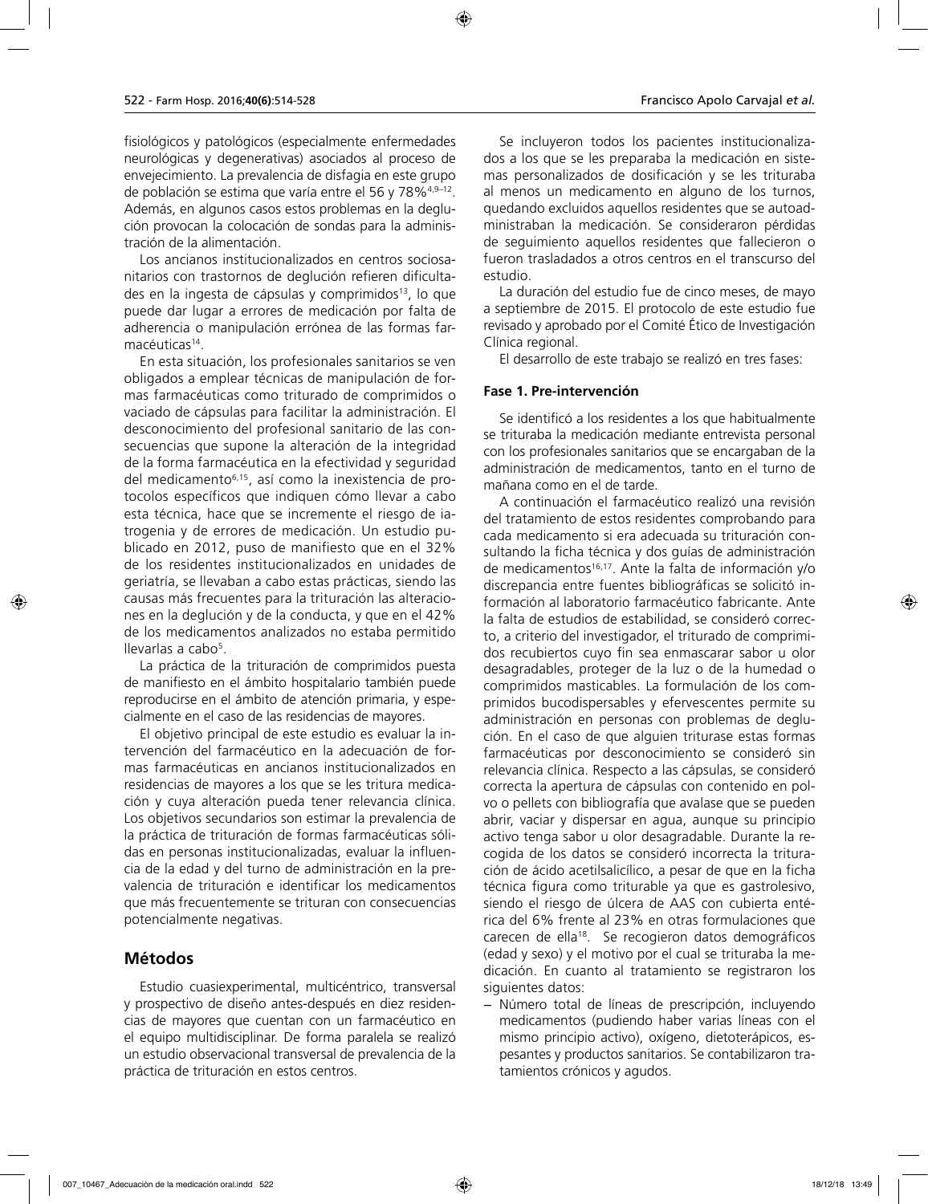fisiológicos y patológicos (especialmente enfermedades neurológicas y degenerativas) asociados al proceso de envejecimiento. La prevalencia de disfagia en este grupo de población se estima que varía entre el 56 y 78%[4,9–12]. Además, en algunos casos estos problemas en la deglución provocan la colocación de sondas para la administración de la alimentación.

Los ancianos institucionalizados en centros sociosanitarios con trastornos de deglución refieren dificultades en la ingesta de cápsulas y comprimidos[13], lo que puede dar lugar a errores de medicación por falta de adherencia o manipulación errónea de las formas farmacéuticas[14].

En esta situación, los profesionales sanitarios se ven obligados a emplear técnicas de manipulación de formas farmacéuticas como triturado de comprimidos o vaciado de cápsulas para facilitar la administración. El desconocimiento del profesional sanitario de las consecuencias que supone la alteración de la integridad de la forma farmacéutica en la efectividad y seguridad del medicamento[6,15], así como la inexistencia de protocolos específicos que indiquen cómo llevar a cabo esta técnica, hace que se incremente el riesgo de iatrogenia y de errores de medicación. Un estudio publicado en 2012, puso de manifiesto que en el 32% de los residentes institucionalizados en unidades de geriatría, se llevaban a cabo estas prácticas, siendo las causas más frecuentes para la trituración las alteraciones en la deglución y de la conducta, y que en el 42% de los medicamentos analizados no estaba permitido llevarlas a cabo[5].

La práctica de la trituración de comprimidos puesta de manifiesto en el ámbito hospitalario también puede reproducirse en el ámbito de atención primaria, y especialmente en el caso de las residencias de mayores.

El objetivo principal de este estudio es evaluar la intervención del farmacéutico en la adecuación de formas farmacéuticas en ancianos institucionalizados en residencias de mayores a los que se les tritura medicación y cuya alteración pueda tener relevancia clínica. Los objetivos secundarios son estimar la prevalencia de la práctica de trituración de formas farmacéuticas sólidas en personas institucionalizadas, evaluar la influencia de la edad y del turno de administración en la prevalencia de trituración e identificar los medicamentos que más frecuentemente se trituran con consecuencias potencialmente negativas.

## Métodos

Estudio cuasiexperimental, multicéntrico, transversal y prospectivo de diseño antes-después en diez residencias de mayores que cuentan con un farmacéutico en el equipo multidisciplinar. De forma paralela se realizó un estudio observacional transversal de prevalencia de la práctica de trituración en estos centros.

Se incluyeron todos los pacientes institucionalizados a los que se les preparaba la medicación en sistemas personalizados de dosificación y se les trituraba al menos un medicamento en alguno de los turnos, quedando excluidos aquellos residentes que se autoadministraban la medicación. Se consideraron pérdidas de seguimiento aquellos residentes que fallecieron o fueron trasladados a otros centros en el transcurso del estudio.

La duración del estudio fue de cinco meses, de mayo a septiembre de 2015. El protocolo de este estudio fue revisado y aprobado por el Comité Ético de Investigación Clínica regional.

El desarrollo de este trabajo se realizó en tres fases:

### Fase 1. Pre-intervención

Se identificó a los residentes a los que habitualmente se trituraba la medicación mediante entrevista personal con los profesionales sanitarios que se encargaban de la administración de medicamentos, tanto en el turno de mañana como en el de tarde.

A continuación el farmacéutico realizó una revisión del tratamiento de estos residentes comprobando para cada medicamento si era adecuada su trituración consultando la ficha técnica y dos guías de administración de medicamentos[16,17]. Ante la falta de información y/o discrepancia entre fuentes bibliográficas se solicitó información al laboratorio farmacéutico fabricante. Ante la falta de estudios de estabilidad, se consideró correcto, a criterio del investigador, el triturado de comprimidos recubiertos cuyo fin sea enmascarar sabor u olor desagradables, proteger de la luz o de la humedad o comprimidos masticables. La formulación de los comprimidos bucodispersables y efervescentes permite su administración en personas con problemas de deglución. En el caso de que alguien triturase estas formas farmacéuticas por desconocimiento se consideró sin relevancia clínica. Respecto a las cápsulas, se consideró correcta la apertura de cápsulas con contenido en polvo o pellets con bibliografía que avalase que se pueden abrir, vaciar y dispersar en agua, aunque su principio activo tenga sabor u olor desagradable. Durante la recogida de los datos se consideró incorrecta la trituración de ácido acetilsalicílico, a pesar de que en la ficha técnica figura como triturable ya que es gastrolesivo, siendo el riesgo de úlcera de AAS con cubierta entérica del 6% frente al 23% en otras formulaciones que carecen de ella[18]. Se recogieron datos demográficos (edad y sexo) y el motivo por el cual se trituraba la medicación. En cuanto al tratamiento se registraron los siguientes datos:

- Número total de líneas de prescripción, incluyendo medicamentos (pudiendo haber varias líneas con el mismo principio activo), oxígeno, dietoterápicos, espesantes y productos sanitarios. Se contabilizaron tratamientos crónicos y agudos.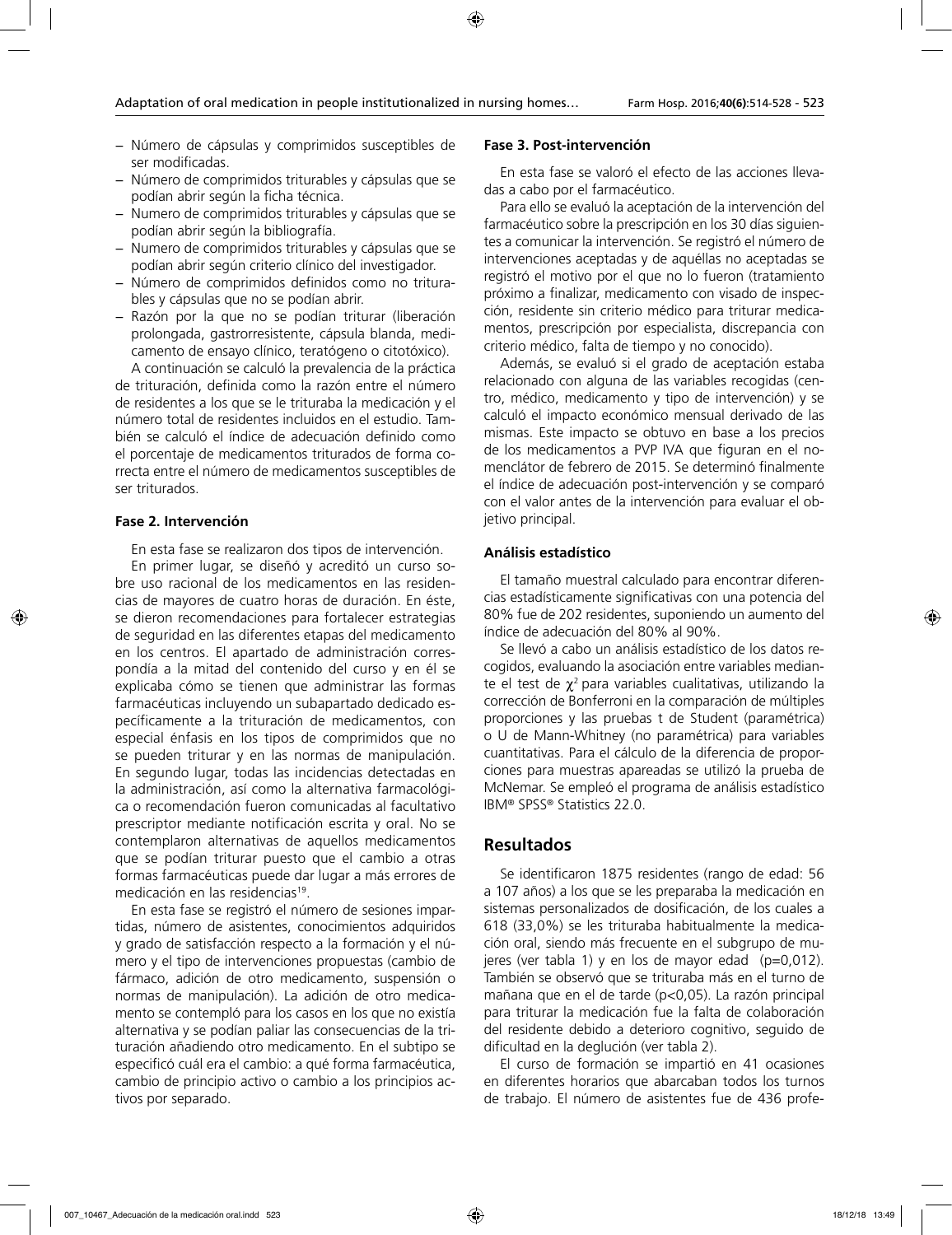- Número de cápsulas y comprimidos susceptibles de ser modificadas.
- Número de comprimidos triturables y cápsulas que se podían abrir según la ficha técnica.
- Numero de comprimidos triturables y cápsulas que se podían abrir según la bibliografía.
- Numero de comprimidos triturables y cápsulas que se podían abrir según criterio clínico del investigador.
- Número de comprimidos definidos como no triturables y cápsulas que no se podían abrir.
- Razón por la que no se podían triturar (liberación prolongada, gastrorresistente, cápsula blanda, medicamento de ensayo clínico, teratógeno o citotóxico).

A continuación se calculó la prevalencia de la práctica de trituración, definida como la razón entre el número de residentes a los que se le trituraba la medicación y el número total de residentes incluidos en el estudio. También se calculó el índice de adecuación definido como el porcentaje de medicamentos triturados de forma correcta entre el número de medicamentos susceptibles de ser triturados.

**Fase 2. Intervención**

En esta fase se realizaron dos tipos de intervención.

En primer lugar, se diseñó y acreditó un curso sobre uso racional de los medicamentos en las residencias de mayores de cuatro horas de duración. En éste, se dieron recomendaciones para fortalecer estrategias de seguridad en las diferentes etapas del medicamento en los centros. El apartado de administración correspondía a la mitad del contenido del curso y en él se explicaba cómo se tienen que administrar las formas farmacéuticas incluyendo un subapartado dedicado específicamente a la trituración de medicamentos, con especial énfasis en los tipos de comprimidos que no se pueden triturar y en las normas de manipulación. En segundo lugar, todas las incidencias detectadas en la administración, así como la alternativa farmacológica o recomendación fueron comunicadas al facultativo prescriptor mediante notificación escrita y oral. No se contemplaron alternativas de aquellos medicamentos que se podían triturar puesto que el cambio a otras formas farmacéuticas puede dar lugar a más errores de medicación en las residencias[19].

En esta fase se registró el número de sesiones impartidas, número de asistentes, conocimientos adquiridos y grado de satisfacción respecto a la formación y el número y el tipo de intervenciones propuestas (cambio de fármaco, adición de otro medicamento, suspensión o normas de manipulación). La adición de otro medicamento se contempló para los casos en los que no existía alternativa y se podían paliar las consecuencias de la trituración añadiendo otro medicamento. En el subtipo se especificó cuál era el cambio: a qué forma farmacéutica, cambio de principio activo o cambio a los principios activos por separado.

**Fase 3. Post-intervención**

En esta fase se valoró el efecto de las acciones llevadas a cabo por el farmacéutico.

Para ello se evaluó la aceptación de la intervención del farmacéutico sobre la prescripción en los 30 días siguientes a comunicar la intervención. Se registró el número de intervenciones aceptadas y de aquéllas no aceptadas se registró el motivo por el que no lo fueron (tratamiento próximo a finalizar, medicamento con visado de inspección, residente sin criterio médico para triturar medicamentos, prescripción por especialista, discrepancia con criterio médico, falta de tiempo y no conocido).

Además, se evaluó si el grado de aceptación estaba relacionado con alguna de las variables recogidas (centro, médico, medicamento y tipo de intervención) y se calculó el impacto económico mensual derivado de las mismas. Este impacto se obtuvo en base a los precios de los medicamentos a PVP IVA que figuran en el nomenclátor de febrero de 2015. Se determinó finalmente el índice de adecuación post-intervención y se comparó con el valor antes de la intervención para evaluar el objetivo principal.

**Análisis estadístico**

El tamaño muestral calculado para encontrar diferencias estadísticamente significativas con una potencia del 80% fue de 202 residentes, suponiendo un aumento del índice de adecuación del 80% al 90%.

Se llevó a cabo un análisis estadístico de los datos recogidos, evaluando la asociación entre variables mediante el test de $\chi^2$ para variables cualitativas, utilizando la corrección de Bonferroni en la comparación de múltiples proporciones y las pruebas t de Student (paramétrica) o U de Mann-Whitney (no paramétrica) para variables cuantitativas. Para el cálculo de la diferencia de proporciones para muestras apareadas se utilizó la prueba de McNemar. Se empleó el programa de análisis estadístico IBM® SPSS® Statistics 22.0.

## Resultados

Se identificaron 1875 residentes (rango de edad: 56 a 107 años) a los que se les preparaba la medicación en sistemas personalizados de dosificación, de los cuales a 618 (33,0%) se les trituraba habitualmente la medicación oral, siendo más frecuente en el subgrupo de mujeres (ver tabla 1) y en los de mayor edad ($p=0,012$). También se observó que se trituraba más en el turno de mañana que en el de tarde ($p<0,05$). La razón principal para triturar la medicación fue la falta de colaboración del residente debido a deterioro cognitivo, seguido de dificultad en la deglución (ver tabla 2).

El curso de formación se impartió en 41 ocasiones en diferentes horarios que abarcaban todos los turnos de trabajo. El número de asistentes fue de 436 profe-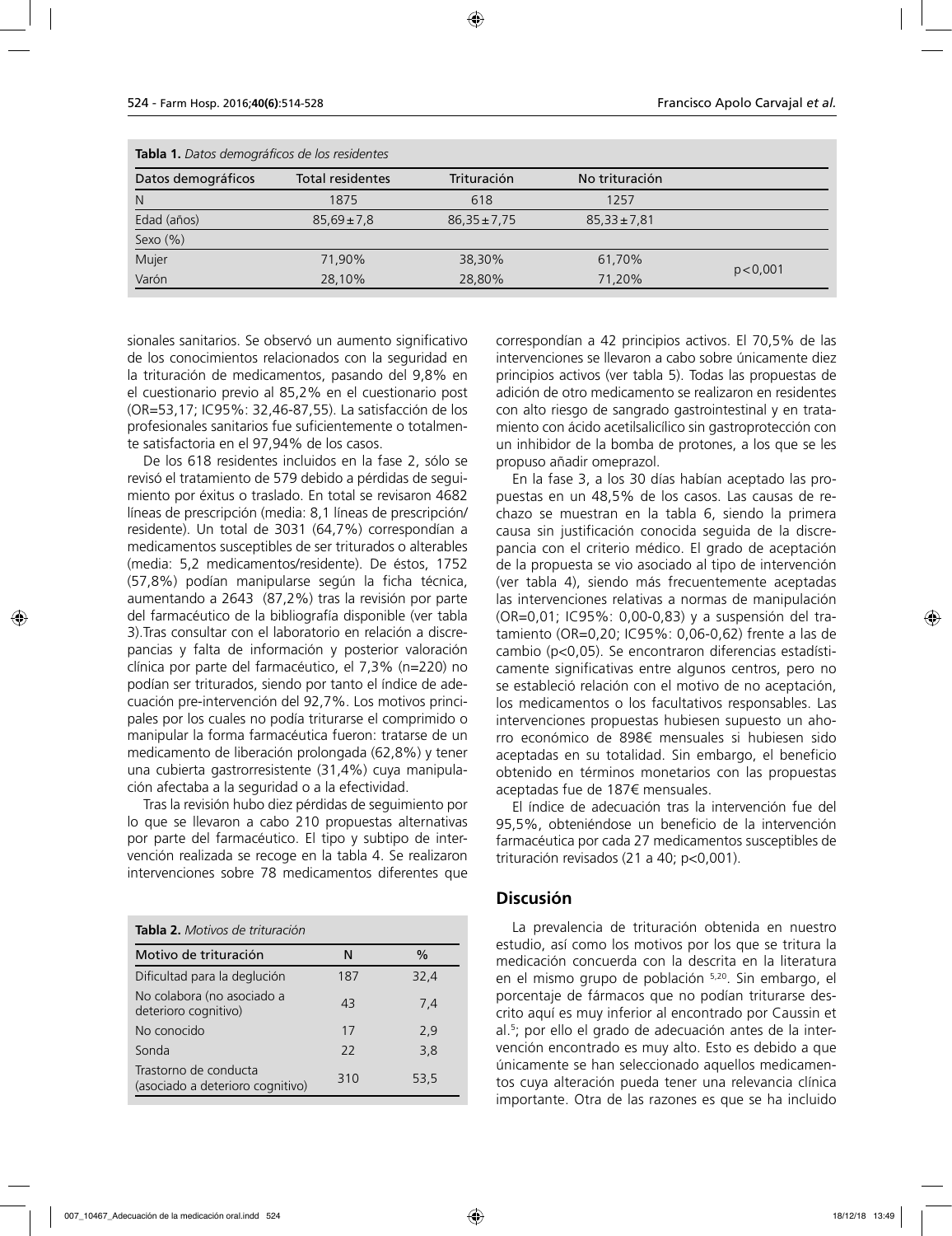**Tabla 1.** *Datos demográficos de los residentes*

| Datos demográficos | Total residentes | Trituración | No trituración | |
|---|---|---|---|---|
| N | 1875 | 618 | 1257 | |
| Edad (años) | 85,69 ± 7,8 | 86,35 ± 7,75 | 85,33 ± 7,81 | |
| Sexo (%) | | | | |
| Mujer | 71,90% | 38,30% | 61,70% | p < 0,001 |
| Varón | 28,10% | 28,80% | 71,20% | |

sionales sanitarios. Se observó un aumento significativo de los conocimientos relacionados con la seguridad en la trituración de medicamentos, pasando del 9,8% en el cuestionario previo al 85,2% en el cuestionario post (OR=53,17; IC95%: 32,46-87,55). La satisfacción de los profesionales sanitarios fue suficientemente o totalmente satisfactoria en el 97,94% de los casos.

De los 618 residentes incluidos en la fase 2, sólo se revisó el tratamiento de 579 debido a pérdidas de seguimiento por éxitus o traslado. En total se revisaron 4682 líneas de prescripción (media: 8,1 líneas de prescripción/residente). Un total de 3031 (64,7%) correspondían a medicamentos susceptibles de ser triturados o alterables (media: 5,2 medicamentos/residente). De éstos, 1752 (57,8%) podían manipularse según la ficha técnica, aumentando a 2643 (87,2%) tras la revisión por parte del farmacéutico de la bibliografía disponible (ver tabla 3).Tras consultar con el laboratorio en relación a discrepancias y falta de información y posterior valoración clínica por parte del farmacéutico, el 7,3% (n=220) no podían ser triturados, siendo por tanto el índice de adecuación pre-intervención del 92,7%. Los motivos principales por los cuales no podía triturarse el comprimido o manipular la forma farmacéutica fueron: tratarse de un medicamento de liberación prolongada (62,8%) y tener una cubierta gastrorresistente (31,4%) cuya manipulación afectaba a la seguridad o a la efectividad.

Tras la revisión hubo diez pérdidas de seguimiento por lo que se llevaron a cabo 210 propuestas alternativas por parte del farmacéutico. El tipo y subtipo de intervención realizada se recoge en la tabla 4. Se realizaron intervenciones sobre 78 medicamentos diferentes que correspondían a 42 principios activos. El 70,5% de las intervenciones se llevaron a cabo sobre únicamente diez principios activos (ver tabla 5). Todas las propuestas de adición de otro medicamento se realizaron en residentes con alto riesgo de sangrado gastrointestinal y en tratamiento con ácido acetilsalicílico sin gastroprotección con un inhibidor de la bomba de protones, a los que se les propuso añadir omeprazol.

**Tabla 2.** *Motivos de trituración*

| Motivo de trituración | N | % |
|---|---|---|
| Dificultad para la deglución | 187 | 32,4 |
| No colabora (no asociado a deterioro cognitivo) | 43 | 7,4 |
| No conocido | 17 | 2,9 |
| Sonda | 22 | 3,8 |
| Trastorno de conducta (asociado a deterioro cognitivo) | 310 | 53,5 |

En la fase 3, a los 30 días habían aceptado las propuestas en un 48,5% de los casos. Las causas de rechazo se muestran en la tabla 6, siendo la primera causa sin justificación conocida seguida de la discrepancia con el criterio médico. El grado de aceptación de la propuesta se vio asociado al tipo de intervención (ver tabla 4), siendo más frecuentemente aceptadas las intervenciones relativas a normas de manipulación (OR=0,01; IC95%: 0,00-0,83) y a suspensión del tratamiento (OR=0,20; IC95%: 0,06-0,62) frente a las de cambio (p<0,05). Se encontraron diferencias estadísticamente significativas entre algunos centros, pero no se estableció relación con el motivo de no aceptación, los medicamentos o los facultativos responsables. Las intervenciones propuestas hubiesen supuesto un ahorro económico de 898€ mensuales si hubiesen sido aceptadas en su totalidad. Sin embargo, el beneficio obtenido en términos monetarios con las propuestas aceptadas fue de 187€ mensuales.

El índice de adecuación tras la intervención fue del 95,5%, obteniéndose un beneficio de la intervención farmacéutica por cada 27 medicamentos susceptibles de trituración revisados (21 a 40; p<0,001).

## Discusión

La prevalencia de trituración obtenida en nuestro estudio, así como los motivos por los que se tritura la medicación concuerda con la descrita en la literatura en el mismo grupo de población [5,20]. Sin embargo, el porcentaje de fármacos que no podían triturarse descrito aquí es muy inferior al encontrado por Caussin et al.[5]; por ello el grado de adecuación antes de la intervención encontrado es muy alto. Esto es debido a que únicamente se han seleccionado aquellos medicamentos cuya alteración pueda tener una relevancia clínica importante. Otra de las razones es que se ha incluido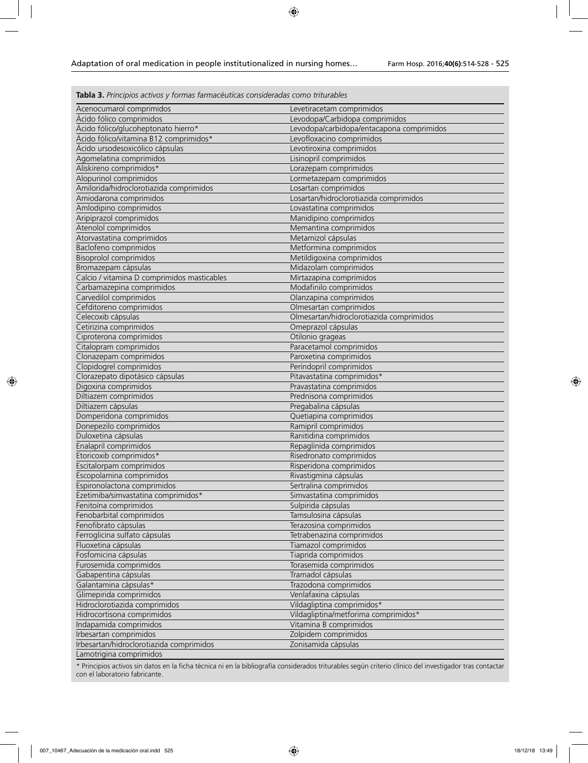**Tabla 3.** *Principios activos y formas farmacéuticas consideradas como triturables*

| | |
|---|---|
| Acenocumarol comprimidos | Levetiracetam comprimidos |
| Ácido fólico comprimidos | Levodopa/Carbidopa comprimidos |
| Ácido fólico/glucoheptonato hierro* | Levodopa/carbidopa/entacapona comprimidos |
| Ácido fólico/vitamina B12 comprimidos* | Levofloxacino comprimidos |
| Ácido ursodesoxicólico cápsulas | Levotiroxina comprimidos |
| Agomelatina comprimidos | Lisinopril comprimidos |
| Aliskireno comprimidos* | Lorazepam comprimidos |
| Alopurinol comprimidos | Lormetazepam comprimidos |
| Amilorida/hidroclorotiazida comprimidos | Losartan comprimidos |
| Amiodarona comprimidos | Losartan/hidroclorotiazida comprimidos |
| Amlodipino comprimidos | Lovastatina comprimidos |
| Aripiprazol comprimidos | Manidipino comprimidos |
| Atenolol comprimidos | Memantina comprimidos |
| Atorvastatina comprimidos | Metamizol cápsulas |
| Baclofeno comprimidos | Metformina comprimidos |
| Bisoprolol comprimidos | Metildigoxina comprimidos |
| Bromazepam cápsulas | Midazolam comprimidos |
| Calcio / vitamina D comprimidos masticables | Mirtazapina comprimidos |
| Carbamazepina comprimidos | Modafinilo comprimidos |
| Carvedilol comprimidos | Olanzapina comprimidos |
| Cefditoreno comprimidos | Olmesartan comprimidos |
| Celecoxib cápsulas | Olmesartan/hidroclorotiazida comprimidos |
| Cetirizina comprimidos | Omeprazol cápsulas |
| Ciproterona comprimidos | Otilonio grageas |
| Citalopram comprimidos | Paracetamol comprimidos |
| Clonazepam comprimidos | Paroxetina comprimidos |
| Clopidogrel comprimidos | Perindopril comprimidos |
| Clorazepato dipotásico cápsulas | Pitavastatina comprimidos* |
| Digoxina comprimidos | Pravastatina comprimidos |
| Diltiazem comprimidos | Prednisona comprimidos |
| Diltiazem cápsulas | Pregabalina cápsulas |
| Domperidona comprimidos | Quetiapina comprimidos |
| Donepezilo comprimidos | Ramipril comprimidos |
| Duloxetina cápsulas | Ranitidina comprimidos |
| Enalapril comprimidos | Repaglinida comprimidos |
| Etoricoxib comprimidos* | Risedronato comprimidos |
| Escitalorpam comprimidos | Risperidona comprimidos |
| Escopolamina comprimidos | Rivastigmina cápsulas |
| Espironolactona comprimidos | Sertralina comprimidos |
| Ezetimiba/simvastatina comprimidos* | Simvastatina comprimidos |
| Fenitoína comprimidos | Sulpirida cápsulas |
| Fenobarbital comprimidos | Tamsulosina cápsulas |
| Fenofibrato cápsulas | Terazosina comprimidos |
| Ferroglicina sulfato cápsulas | Tetrabenazina comprimidos |
| Fluoxetina cápsulas | Tiamazol comprimidos |
| Fosfomicina cápsulas | Tiaprida comprimidos |
| Furosemida comprimidos | Torasemida comprimidos |
| Gabapentina cápsulas | Tramadol cápsulas |
| Galantamina cápsulas* | Trazodona comprimidos |
| Glimepirida comprimidos | Venlafaxina cápsulas |
| Hidroclorotiazida comprimidos | Vildagliptina comprimidos* |
| Hidrocortisona comprimidos | Vildagliptina/metforima comprimidos* |
| Indapamida comprimidos | Vitamina B comprimidos |
| Irbesartan comprimidos | Zolpidem comprimidos |
| Irbesartan/hidroclorotiazida comprimidos | Zonisamida cápsulas |
| Lamotrigina comprimidos | |

* Principios activos sin datos en la ficha técnica ni en la bibliografía considerados triturables según criterio clínico del investigador tras contactar con el laboratorio fabricante.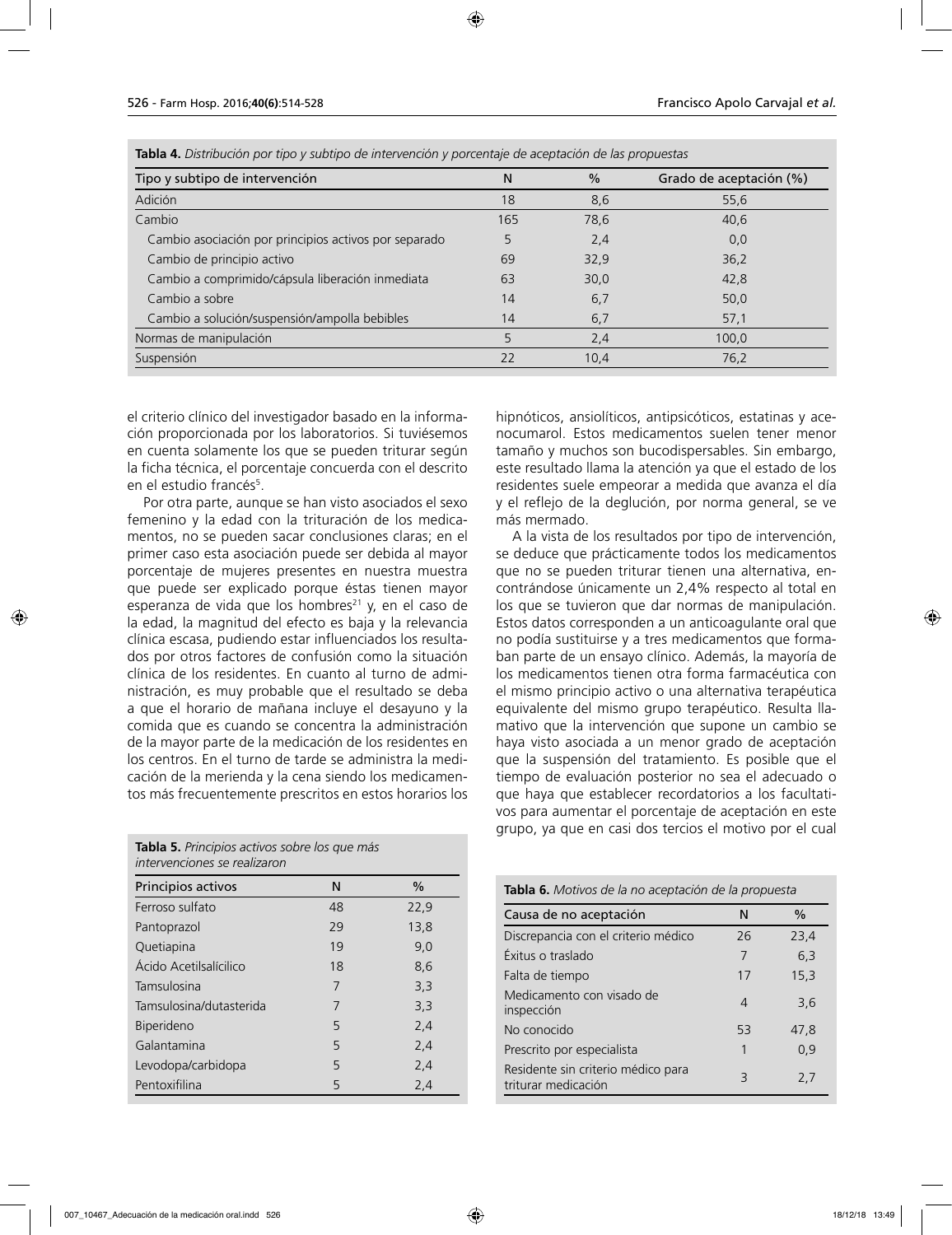**Tabla 4.** *Distribución por tipo y subtipo de intervención y porcentaje de aceptación de las propuestas*

| Tipo y subtipo de intervención | N | % | Grado de aceptación (%) |
|---|---|---|---|
| Adición | 18 | 8,6 | 55,6 |
| Cambio | 165 | 78,6 | 40,6 |
| Cambio asociación por principios activos por separado | 5 | 2,4 | 0,0 |
| Cambio de principio activo | 69 | 32,9 | 36,2 |
| Cambio a comprimido/cápsula liberación inmediata | 63 | 30,0 | 42,8 |
| Cambio a sobre | 14 | 6,7 | 50,0 |
| Cambio a solución/suspensión/ampolla bebibles | 14 | 6,7 | 57,1 |
| Normas de manipulación | 5 | 2,4 | 100,0 |
| Suspensión | 22 | 10,4 | 76,2 |

el criterio clínico del investigador basado en la información proporcionada por los laboratorios. Si tuviésemos en cuenta solamente los que se pueden triturar según la ficha técnica, el porcentaje concuerda con el descrito en el estudio francés[5].

Por otra parte, aunque se han visto asociados el sexo femenino y la edad con la trituración de los medicamentos, no se pueden sacar conclusiones claras; en el primer caso esta asociación puede ser debida al mayor porcentaje de mujeres presentes en nuestra muestra que puede ser explicado porque éstas tienen mayor esperanza de vida que los hombres[21] y, en el caso de la edad, la magnitud del efecto es baja y la relevancia clínica escasa, pudiendo estar influenciados los resultados por otros factores de confusión como la situación clínica de los residentes. En cuanto al turno de administración, es muy probable que el resultado se deba a que el horario de mañana incluye el desayuno y la comida que es cuando se concentra la administración de la mayor parte de la medicación de los residentes en los centros. En el turno de tarde se administra la medicación de la merienda y la cena siendo los medicamentos más frecuentemente prescritos en estos horarios los hipnóticos, ansiolíticos, antipsicóticos, estatinas y acenocumarol. Estos medicamentos suelen tener menor tamaño y muchos son bucodispersables. Sin embargo, este resultado llama la atención ya que el estado de los residentes suele empeorar a medida que avanza el día y el reflejo de la deglución, por norma general, se ve más mermado.

A la vista de los resultados por tipo de intervención, se deduce que prácticamente todos los medicamentos que no se pueden triturar tienen una alternativa, encontrándose únicamente un 2,4% respecto al total en los que se tuvieron que dar normas de manipulación. Estos datos corresponden a un anticoagulante oral que no podía sustituirse y a tres medicamentos que formaban parte de un ensayo clínico. Además, la mayoría de los medicamentos tienen otra forma farmacéutica con el mismo principio activo o una alternativa terapéutica equivalente del mismo grupo terapéutico. Resulta llamativo que la intervención que supone un cambio se haya visto asociada a un menor grado de aceptación que la suspensión del tratamiento. Es posible que el tiempo de evaluación posterior no sea el adecuado o que haya que establecer recordatorios a los facultativos para aumentar el porcentaje de aceptación en este grupo, ya que en casi dos tercios el motivo por el cual

**Tabla 5.** *Principios activos sobre los que más intervenciones se realizaron*

| Principios activos | N | % |
|---|---|---|
| Ferroso sulfato | 48 | 22,9 |
| Pantoprazol | 29 | 13,8 |
| Quetiapina | 19 | 9,0 |
| Ácido Acetilsalícilico | 18 | 8,6 |
| Tamsulosina | 7 | 3,3 |
| Tamsulosina/dutasterida | 7 | 3,3 |
| Biperideno | 5 | 2,4 |
| Galantamina | 5 | 2,4 |
| Levodopa/carbidopa | 5 | 2,4 |
| Pentoxifilina | 5 | 2,4 |

**Tabla 6.** *Motivos de la no aceptación de la propuesta*

| Causa de no aceptación | N | % |
|---|---|---|
| Discrepancia con el criterio médico | 26 | 23,4 |
| Éxitus o traslado | 7 | 6,3 |
| Falta de tiempo | 17 | 15,3 |
| Medicamento con visado de inspección | 4 | 3,6 |
| No conocido | 53 | 47,8 |
| Prescrito por especialista | 1 | 0,9 |
| Residente sin criterio médico para triturar medicación | 3 | 2,7 |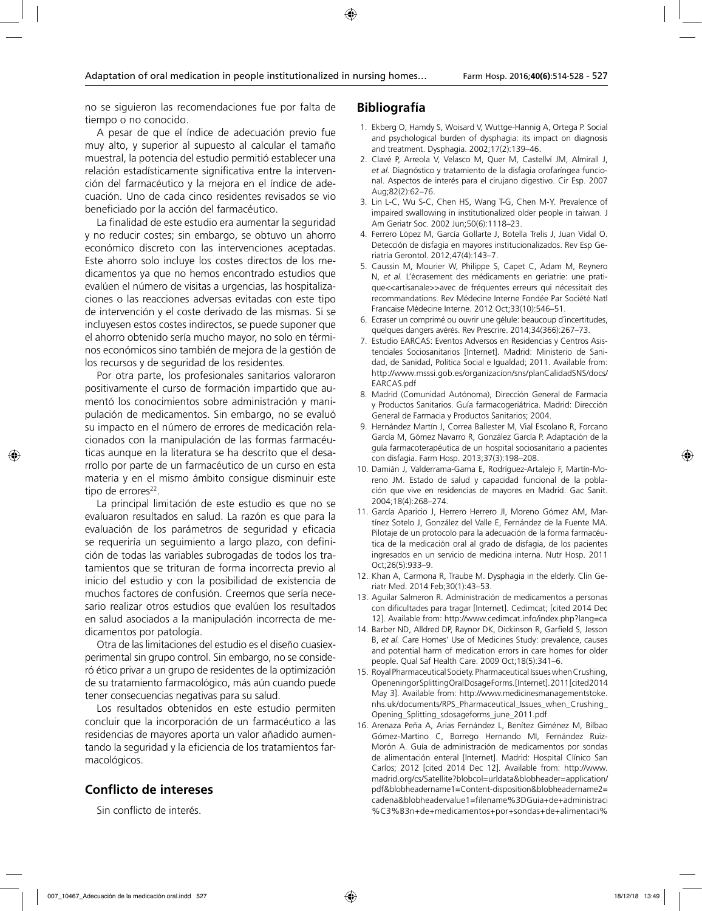no se siguieron las recomendaciones fue por falta de tiempo o no conocido.

A pesar de que el índice de adecuación previo fue muy alto, y superior al supuesto al calcular el tamaño muestral, la potencia del estudio permitió establecer una relación estadísticamente significativa entre la intervención del farmacéutico y la mejora en el índice de adecuación. Uno de cada cinco residentes revisados se vio beneficiado por la acción del farmacéutico.

La finalidad de este estudio era aumentar la seguridad y no reducir costes; sin embargo, se obtuvo un ahorro económico discreto con las intervenciones aceptadas. Este ahorro solo incluye los costes directos de los medicamentos ya que no hemos encontrado estudios que evalúen el número de visitas a urgencias, las hospitalizaciones o las reacciones adversas evitadas con este tipo de intervención y el coste derivado de las mismas. Si se incluyesen estos costes indirectos, se puede suponer que el ahorro obtenido sería mucho mayor, no solo en términos económicos sino también de mejora de la gestión de los recursos y de seguridad de los residentes.

Por otra parte, los profesionales sanitarios valoraron positivamente el curso de formación impartido que aumentó los conocimientos sobre administración y manipulación de medicamentos. Sin embargo, no se evaluó su impacto en el número de errores de medicación relacionados con la manipulación de las formas farmacéuticas aunque en la literatura se ha descrito que el desarrollo por parte de un farmacéutico de un curso en esta materia y en el mismo ámbito consigue disminuir este tipo de errores[22].

La principal limitación de este estudio es que no se evaluaron resultados en salud. La razón es que para la evaluación de los parámetros de seguridad y eficacia se requeriría un seguimiento a largo plazo, con definición de todas las variables subrogadas de todos los tratamientos que se trituran de forma incorrecta previo al inicio del estudio y con la posibilidad de existencia de muchos factores de confusión. Creemos que sería necesario realizar otros estudios que evalúen los resultados en salud asociados a la manipulación incorrecta de medicamentos por patología.

Otra de las limitaciones del estudio es el diseño cuasiexperimental sin grupo control. Sin embargo, no se consideró ético privar a un grupo de residentes de la optimización de su tratamiento farmacológico, más aún cuando puede tener consecuencias negativas para su salud.

Los resultados obtenidos en este estudio permiten concluir que la incorporación de un farmacéutico a las residencias de mayores aporta un valor añadido aumentando la seguridad y la eficiencia de los tratamientos farmacológicos.

## Conflicto de intereses

Sin conflicto de interés.

## Bibliografía

1. Ekberg O, Hamdy S, Woisard V, Wuttge-Hannig A, Ortega P. Social and psychological burden of dysphagia: its impact on diagnosis and treatment. Dysphagia. 2002;17(2):139–46.
2. Clavé P, Arreola V, Velasco M, Quer M, Castellví JM, Almirall J, *et al.* Diagnóstico y tratamiento de la disfagia orofaríngea funcional. Aspectos de interés para el cirujano digestivo. Cir Esp. 2007 Aug;82(2):62–76.
3. Lin L-C, Wu S-C, Chen HS, Wang T-G, Chen M-Y. Prevalence of impaired swallowing in institutionalized older people in taiwan. J Am Geriatr Soc. 2002 Jun;50(6):1118–23.
4. Ferrero López M, García Gollarte J, Botella Trelis J, Juan Vidal O. Detección de disfagia en mayores institucionalizados. Rev Esp Geriatría Gerontol. 2012;47(4):143–7.
5. Caussin M, Mourier W, Philippe S, Capet C, Adam M, Reynero N, *et al.* L'écrasement des médicaments en gériatrie: une pratique<<artisanale>>avec de fréquentes erreurs qui nécessitait des recommandations. Rev Médecine Interne Fondée Par Société Natl Francaise Médecine Interne. 2012 Oct;33(10):546–51.
6. Ecraser un comprimé ou ouvrir une gélule: beaucoup d'incertitudes, quelques dangers avérés. Rev Prescrire. 2014;34(366):267–73.
7. Estudio EARCAS: Eventos Adversos en Residencias y Centros Asistenciales Sociosanitarios [Internet]. Madrid: Ministerio de Sanidad, de Sanidad, Política Social e Igualdad; 2011. Available from: http://www.msssi.gob.es/organizacion/sns/planCalidadSNS/docs/EARCAS.pdf
8. Madrid (Comunidad Autónoma), Dirección General de Farmacia y Productos Sanitarios. Guía farmacogeriátrica. Madrid: Dirección General de Farmacia y Productos Sanitarios; 2004.
9. Hernández Martín J, Correa Ballester M, Vial Escolano R, Forcano García M, Gómez Navarro R, González García P. Adaptación de la guía farmacoterapéutica de un hospital sociosanitario a pacientes con disfagia. Farm Hosp. 2013;37(3):198–208.
10. Damián J, Valderrama-Gama E, Rodríguez-Artalejo F, Martín-Moreno JM. Estado de salud y capacidad funcional de la población que vive en residencias de mayores en Madrid. Gac Sanit. 2004;18(4):268–274.
11. García Aparicio J, Herrero Herrero JI, Moreno Gómez AM, Martínez Sotelo J, González del Valle E, Fernández de la Fuente MA. Pilotaje de un protocolo para la adecuación de la forma farmacéutica de la medicación oral al grado de disfagia, de los pacientes ingresados en un servicio de medicina interna. Nutr Hosp. 2011 Oct;26(5):933–9.
12. Khan A, Carmona R, Traube M. Dysphagia in the elderly. Clin Geriatr Med. 2014 Feb;30(1):43–53.
13. Aguilar Salmeron R. Administración de medicamentos a personas con dificultades para tragar [Internet]. Cedimcat; [cited 2014 Dec 12]. Available from: http://www.cedimcat.info/index.php?lang=ca
14. Barber ND, Alldred DP, Raynor DK, Dickinson R, Garfield S, Jesson B, *et al.* Care Homes' Use of Medicines Study: prevalence, causes and potential harm of medication errors in care homes for older people. Qual Saf Health Care. 2009 Oct;18(5):341–6.
15. Royal Pharmaceutical Society. Pharmaceutical Issues when Crushing, Openening or Splitting Oral Dosage Forms. [Internet]. 2011 [cited 2014 May 3]. Available from: http://www.medicinesmanagementstoke.nhs.uk/documents/RPS_Pharmaceutical_Issues_when_Crushing_Opening_Splitting_sdosageforms_june_2011.pdf
16. Arenaza Peña A, Arias Fernández L, Benítez Giménez M, Bilbao Gómez-Martino C, Borrego Hernando MI, Fernández Ruiz-Morón A. Guía de administración de medicamentos por sondas de alimentación enteral [Internet]. Madrid: Hospital Clínico San Carlos; 2012 [cited 2014 Dec 12]. Available from: http://www.madrid.org/cs/Satellite?blobcol=urldata&blobheader=application/pdf&blobheadername1=Content-disposition&blobheadername2=cadena&blobheadervalue1=filename%3DGuia+de+administraci%C3%B3n+de+medicamentos+por+sondas+de+alimentaci%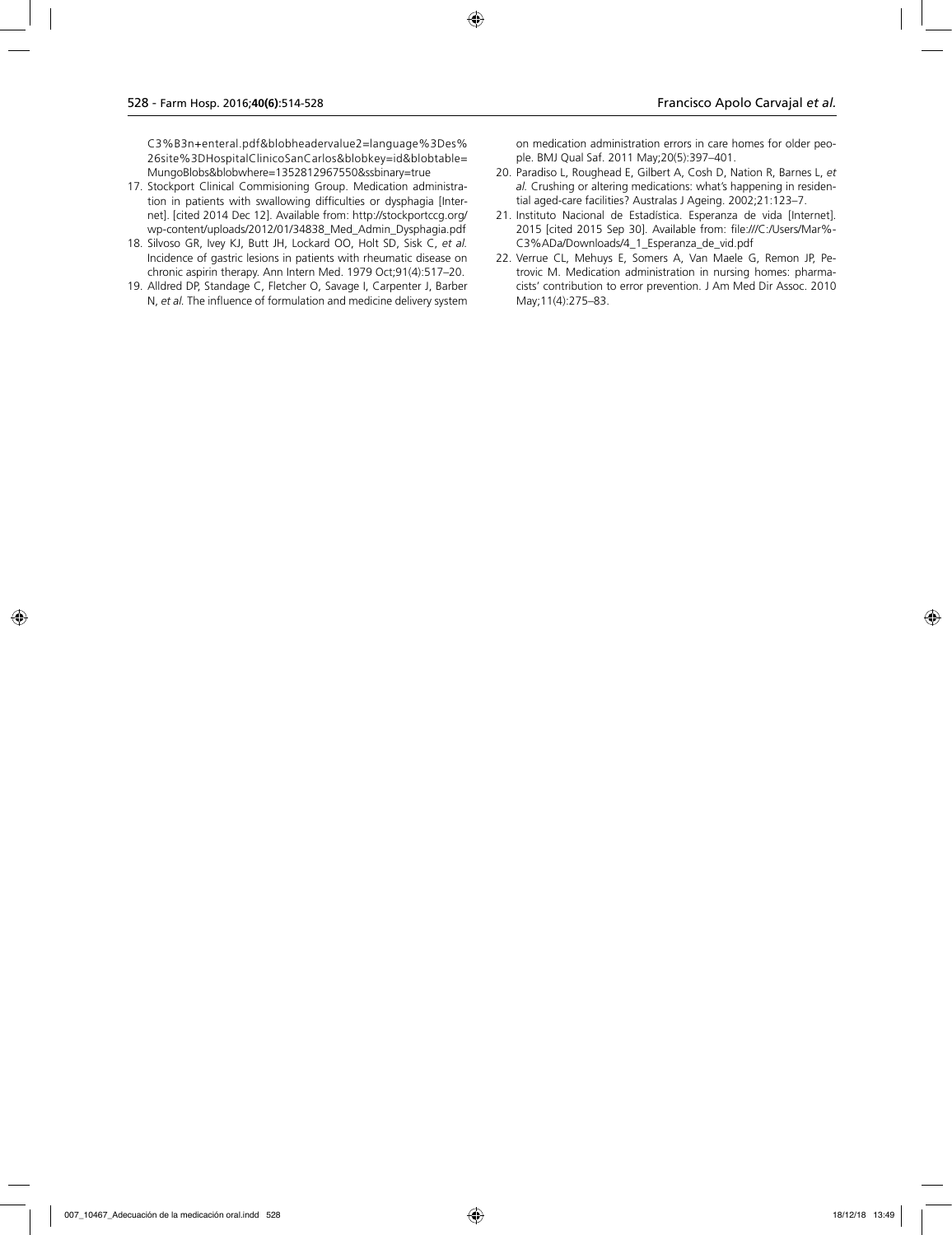C3%B3n+enteral.pdf&blobheadervalue2=language%3Des%26site%3DHospitalClinicoSanCarlos&blobkey=id&blobtable=MungoBlobs&blobwhere=1352812967550&ssbinary=true

17. Stockport Clinical Commisioning Group. Medication administration in patients with swallowing difficulties or dysphagia [Internet]. [cited 2014 Dec 12]. Available from: http://stockportccg.org/wp-content/uploads/2012/01/34838_Med_Admin_Dysphagia.pdf
18. Silvoso GR, Ivey KJ, Butt JH, Lockard OO, Holt SD, Sisk C, *et al.* Incidence of gastric lesions in patients with rheumatic disease on chronic aspirin therapy. Ann Intern Med. 1979 Oct;91(4):517–20.
19. Alldred DP, Standage C, Fletcher O, Savage I, Carpenter J, Barber N, *et al.* The influence of formulation and medicine delivery system on medication administration errors in care homes for older people. BMJ Qual Saf. 2011 May;20(5):397–401.
20. Paradiso L, Roughead E, Gilbert A, Cosh D, Nation R, Barnes L, *et al.* Crushing or altering medications: what's happening in residential aged-care facilities? Australas J Ageing. 2002;21:123–7.
21. Instituto Nacional de Estadística. Esperanza de vida [Internet]. 2015 [cited 2015 Sep 30]. Available from: file:///C:/Users/Mar%-C3%ADa/Downloads/4_1_Esperanza_de_vid.pdf
22. Verrue CL, Mehuys E, Somers A, Van Maele G, Remon JP, Petrovic M. Medication administration in nursing homes: pharmacists' contribution to error prevention. J Am Med Dir Assoc. 2010 May;11(4):275–83.